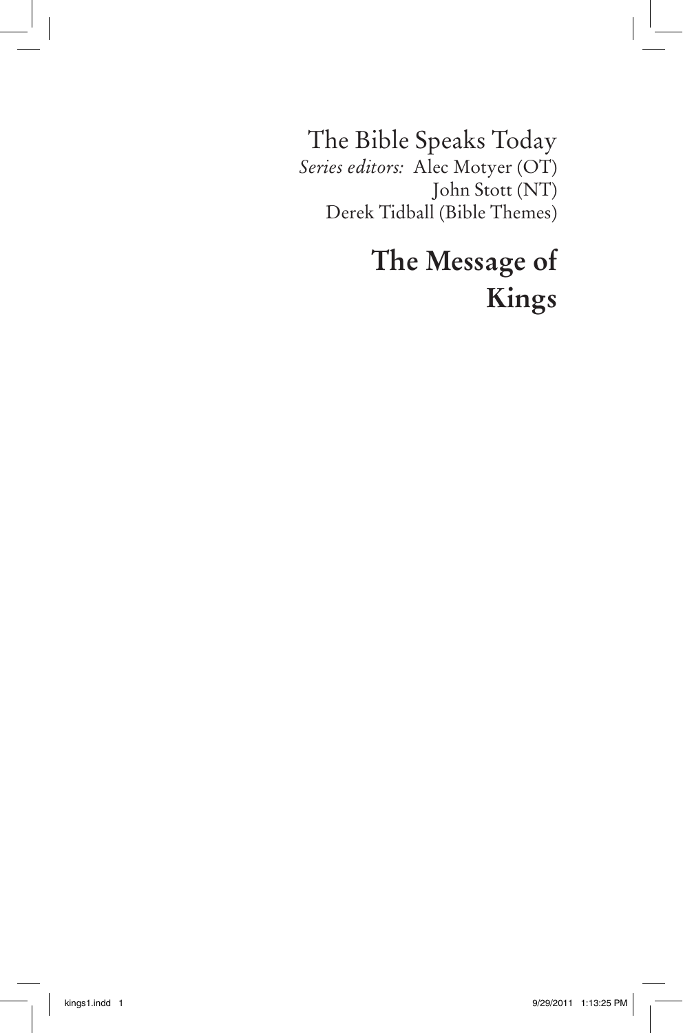The Bible Speaks Today

*Series editors:* Alec Motyer (OT)
John Stott (NT)
Derek Tidball (Bible Themes)

# The Message of Kings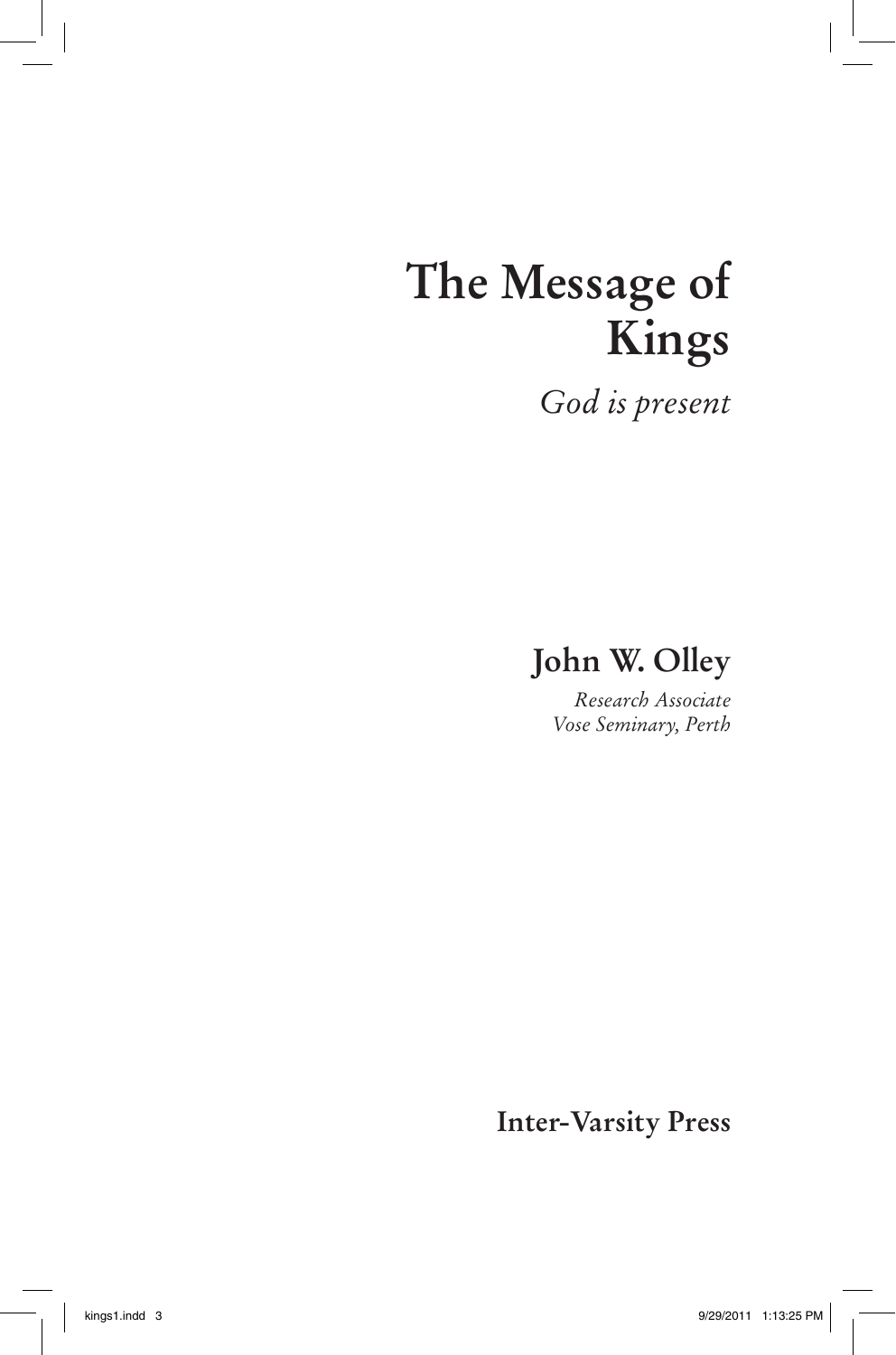# The Message of Kings

*God is present*

## John W. Olley

*Research Associate*
*Vose Seminary, Perth*

**Inter-Varsity Press**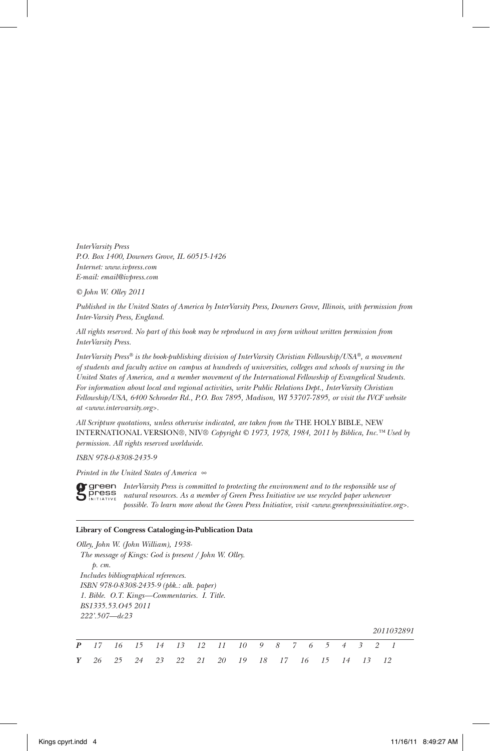*InterVarsity Press*
*P.O. Box 1400, Downers Grove, IL 60515-1426*
*Internet: www.ivpress.com*
*E-mail: email@ivpress.com*

*© John W. Olley 2011*

*Published in the United States of America by InterVarsity Press, Downers Grove, Illinois, with permission from Inter-Varsity Press, England.*

*All rights reserved. No part of this book may be reproduced in any form without written permission from InterVarsity Press.*

*InterVarsity Press® is the book-publishing division of InterVarsity Christian Fellowship/USA®, a movement of students and faculty active on campus at hundreds of universities, colleges and schools of nursing in the United States of America, and a member movement of the International Fellowship of Evangelical Students. For information about local and regional activities, write Public Relations Dept., InterVarsity Christian Fellowship/USA, 6400 Schroeder Rd., P.O. Box 7895, Madison, WI 53707-7895, or visit the IVCF website at <www.intervarsity.org>.*

*All Scripture quotations, unless otherwise indicated, are taken from the* THE HOLY BIBLE, NEW INTERNATIONAL VERSION®, NIV® *Copyright © 1973, 1978, 1984, 2011 by Biblica, Inc.™ Used by permission. All rights reserved worldwide.*

*ISBN 978-0-8308-2435-9*

*Printed in the United States of America ∞*

green press INITIATIVE *InterVarsity Press is committed to protecting the environment and to the responsible use of natural resources. As a member of Green Press Initiative we use recycled paper whenever possible. To learn more about the Green Press Initiative, visit <www.greenpressinitiative.org>.*

---

**Library of Congress Cataloging-in-Publication Data**

*Olley, John W. (John William), 1938-*
*The message of Kings: God is present / John W. Olley.*
*p. cm.*
*Includes bibliographical references.*
*ISBN 978-0-8308-2435-9 (pbk.: alk. paper)*
*1. Bible. O.T. Kings—Commentaries. I. Title.*
*BS1335.53.O45 2011*
*222'.507—dc23*

*2011032891*

---

***P*** *17 16 15 14 13 12 11 10 9 8 7 6 5 4 3 2 1*
***Y*** *26 25 24 23 22 21 20 19 18 17 16 15 14 13 12*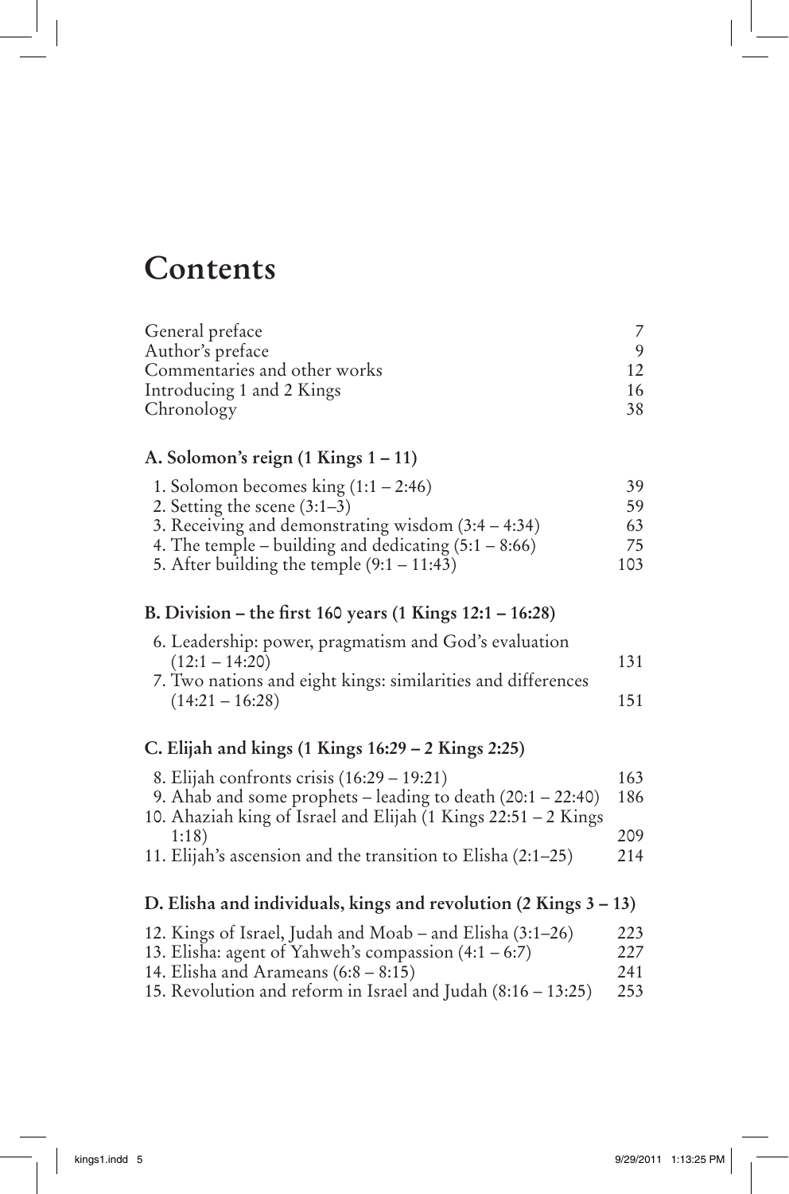# Contents

| | |
|---|---|
| General preface | 7 |
| Author's preface | 9 |
| Commentaries and other works | 12 |
| Introducing 1 and 2 Kings | 16 |
| Chronology | 38 |

**A. Solomon's reign (1 Kings 1 – 11)**

| | |
|---|---|
| 1. Solomon becomes king (1:1 – 2:46) | 39 |
| 2. Setting the scene (3:1–3) | 59 |
| 3. Receiving and demonstrating wisdom (3:4 – 4:34) | 63 |
| 4. The temple – building and dedicating (5:1 – 8:66) | 75 |
| 5. After building the temple (9:1 – 11:43) | 103 |

**B. Division – the first 160 years (1 Kings 12:1 – 16:28)**

| | |
|---|---|
| 6. Leadership: power, pragmatism and God's evaluation (12:1 – 14:20) | 131 |
| 7. Two nations and eight kings: similarities and differences (14:21 – 16:28) | 151 |

**C. Elijah and kings (1 Kings 16:29 – 2 Kings 2:25)**

| | |
|---|---|
| 8. Elijah confronts crisis (16:29 – 19:21) | 163 |
| 9. Ahab and some prophets – leading to death (20:1 – 22:40) | 186 |
| 10. Ahaziah king of Israel and Elijah (1 Kings 22:51 – 2 Kings 1:18) | 209 |
| 11. Elijah's ascension and the transition to Elisha (2:1–25) | 214 |

**D. Elisha and individuals, kings and revolution (2 Kings 3 – 13)**

| | |
|---|---|
| 12. Kings of Israel, Judah and Moab – and Elisha (3:1–26) | 223 |
| 13. Elisha: agent of Yahweh's compassion (4:1 – 6:7) | 227 |
| 14. Elisha and Arameans (6:8 – 8:15) | 241 |
| 15. Revolution and reform in Israel and Judah (8:16 – 13:25) | 253 |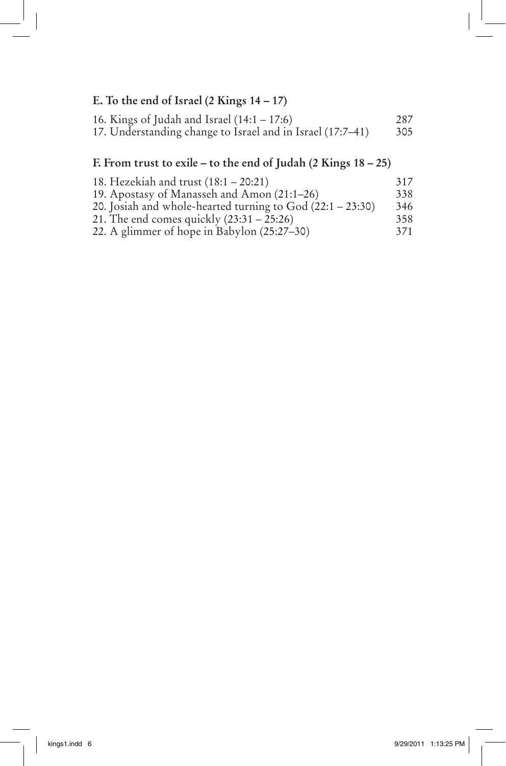### E. To the end of Israel (2 Kings 14 – 17)

| | |
|---|---|
| 16. Kings of Judah and Israel (14:1 – 17:6) | 287 |
| 17. Understanding change to Israel and in Israel (17:7–41) | 305 |

### F. From trust to exile – to the end of Judah (2 Kings 18 – 25)

| | |
|---|---|
| 18. Hezekiah and trust (18:1 – 20:21) | 317 |
| 19. Apostasy of Manasseh and Amon (21:1–26) | 338 |
| 20. Josiah and whole-hearted turning to God (22:1 – 23:30) | 346 |
| 21. The end comes quickly (23:31 – 25:26) | 358 |
| 22. A glimmer of hope in Babylon (25:27–30) | 371 |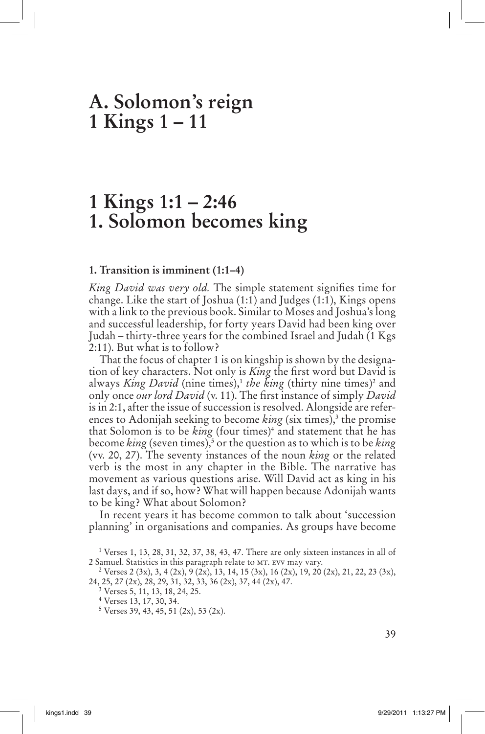# A. Solomon's reign
# 1 Kings 1 – 11

# 1 Kings 1:1 – 2:46
# 1. Solomon becomes king

### 1. Transition is imminent (1:1–4)

*King David was very old.* The simple statement signifies time for change. Like the start of Joshua (1:1) and Judges (1:1), Kings opens with a link to the previous book. Similar to Moses and Joshua's long and successful leadership, for forty years David had been king over Judah – thirty-three years for the combined Israel and Judah (1 Kgs 2:11). But what is to follow?

That the focus of chapter 1 is on kingship is shown by the designation of key characters. Not only is *King* the first word but David is always *King David* (nine times),[1] *the king* (thirty nine times)[2] and only once *our lord David* (v. 11). The first instance of simply *David* is in 2:1, after the issue of succession is resolved. Alongside are references to Adonijah seeking to become *king* (six times),[3] the promise that Solomon is to be *king* (four times)[4] and statement that he has become *king* (seven times),[5] or the question as to which is to be *king* (vv. 20, 27). The seventy instances of the noun *king* or the related verb is the most in any chapter in the Bible. The narrative has movement as various questions arise. Will David act as king in his last days, and if so, how? What will happen because Adonijah wants to be king? What about Solomon?

In recent years it has become common to talk about 'succession planning' in organisations and companies. As groups have become

[1] Verses 1, 13, 28, 31, 32, 37, 38, 43, 47. There are only sixteen instances in all of 2 Samuel. Statistics in this paragraph relate to MT. EVV may vary.

[2] Verses 2 (3x), 3, 4 (2x), 9 (2x), 13, 14, 15 (3x), 16 (2x), 19, 20 (2x), 21, 22, 23 (3x), 24, 25, 27 (2x), 28, 29, 31, 32, 33, 36 (2x), 37, 44 (2x), 47.

[3] Verses 5, 11, 13, 18, 24, 25.

[4] Verses 13, 17, 30, 34.

[5] Verses 39, 43, 45, 51 (2x), 53 (2x).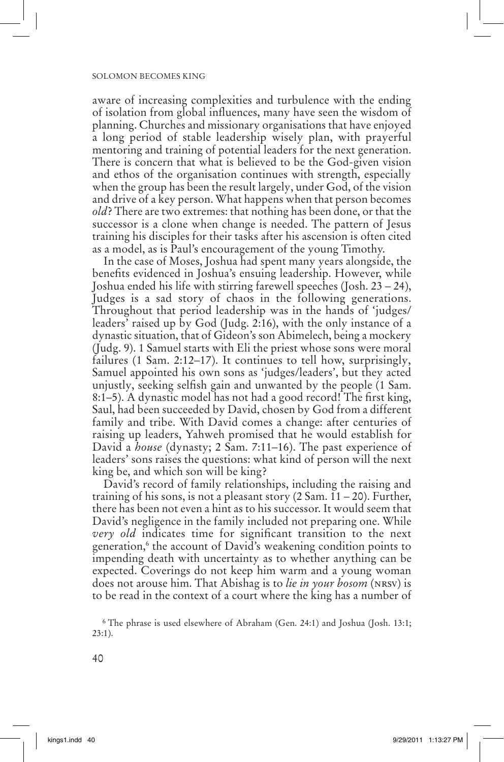aware of increasing complexities and turbulence with the ending of isolation from global influences, many have seen the wisdom of planning. Churches and missionary organisations that have enjoyed a long period of stable leadership wisely plan, with prayerful mentoring and training of potential leaders for the next generation. There is concern that what is believed to be the God-given vision and ethos of the organisation continues with strength, especially when the group has been the result largely, under God, of the vision and drive of a key person. What happens when that person becomes *old*? There are two extremes: that nothing has been done, or that the successor is a clone when change is needed. The pattern of Jesus training his disciples for their tasks after his ascension is often cited as a model, as is Paul's encouragement of the young Timothy.

In the case of Moses, Joshua had spent many years alongside, the benefits evidenced in Joshua's ensuing leadership. However, while Joshua ended his life with stirring farewell speeches (Josh. 23 – 24), Judges is a sad story of chaos in the following generations. Throughout that period leadership was in the hands of 'judges/leaders' raised up by God (Judg. 2:16), with the only instance of a dynastic situation, that of Gideon's son Abimelech, being a mockery (Judg. 9). 1 Samuel starts with Eli the priest whose sons were moral failures (1 Sam. 2:12–17). It continues to tell how, surprisingly, Samuel appointed his own sons as 'judges/leaders', but they acted unjustly, seeking selfish gain and unwanted by the people (1 Sam. 8:1–5). A dynastic model has not had a good record! The first king, Saul, had been succeeded by David, chosen by God from a different family and tribe. With David comes a change: after centuries of raising up leaders, Yahweh promised that he would establish for David a *house* (dynasty; 2 Sam. 7:11–16). The past experience of leaders' sons raises the questions: what kind of person will the next king be, and which son will be king?

David's record of family relationships, including the raising and training of his sons, is not a pleasant story (2 Sam. 11 – 20). Further, there has been not even a hint as to his successor. It would seem that David's negligence in the family included not preparing one. While *very old* indicates time for significant transition to the next generation,[6] the account of David's weakening condition points to impending death with uncertainty as to whether anything can be expected. Coverings do not keep him warm and a young woman does not arouse him. That Abishag is to *lie in your bosom* (NRSV) is to be read in the context of a court where the king has a number of

[6] The phrase is used elsewhere of Abraham (Gen. 24:1) and Joshua (Josh. 13:1; 23:1).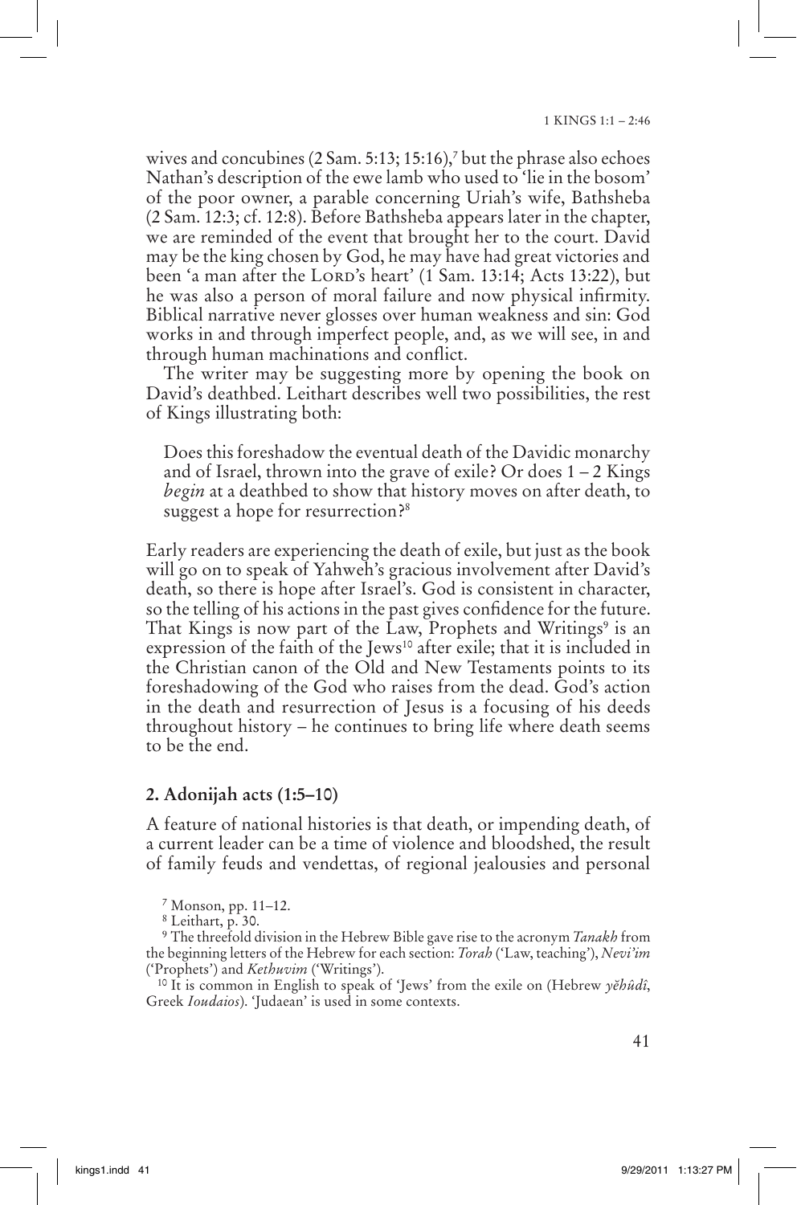wives and concubines (2 Sam. 5:13; 15:16),[7] but the phrase also echoes Nathan's description of the ewe lamb who used to 'lie in the bosom' of the poor owner, a parable concerning Uriah's wife, Bathsheba (2 Sam. 12:3; cf. 12:8). Before Bathsheba appears later in the chapter, we are reminded of the event that brought her to the court. David may be the king chosen by God, he may have had great victories and been 'a man after the LORD's heart' (1 Sam. 13:14; Acts 13:22), but he was also a person of moral failure and now physical infirmity. Biblical narrative never glosses over human weakness and sin: God works in and through imperfect people, and, as we will see, in and through human machinations and conflict.

The writer may be suggesting more by opening the book on David's deathbed. Leithart describes well two possibilities, the rest of Kings illustrating both:

> Does this foreshadow the eventual death of the Davidic monarchy and of Israel, thrown into the grave of exile? Or does 1 – 2 Kings *begin* at a deathbed to show that history moves on after death, to suggest a hope for resurrection?[8]

Early readers are experiencing the death of exile, but just as the book will go on to speak of Yahweh's gracious involvement after David's death, so there is hope after Israel's. God is consistent in character, so the telling of his actions in the past gives confidence for the future. That Kings is now part of the Law, Prophets and Writings[9] is an expression of the faith of the Jews[10] after exile; that it is included in the Christian canon of the Old and New Testaments points to its foreshadowing of the God who raises from the dead. God's action in the death and resurrection of Jesus is a focusing of his deeds throughout history – he continues to bring life where death seems to be the end.

## 2. Adonijah acts (1:5–10)

A feature of national histories is that death, or impending death, of a current leader can be a time of violence and bloodshed, the result of family feuds and vendettas, of regional jealousies and personal

---

[7] Monson, pp. 11–12.

[8] Leithart, p. 30.

[9] The threefold division in the Hebrew Bible gave rise to the acronym *Tanakh* from the beginning letters of the Hebrew for each section: *Torah* ('Law, teaching'), *Nevi'im* ('Prophets') and *Kethuvim* ('Writings').

[10] It is common in English to speak of 'Jews' from the exile on (Hebrew *yĕhûdî*, Greek *Ioudaios*). 'Judaean' is used in some contexts.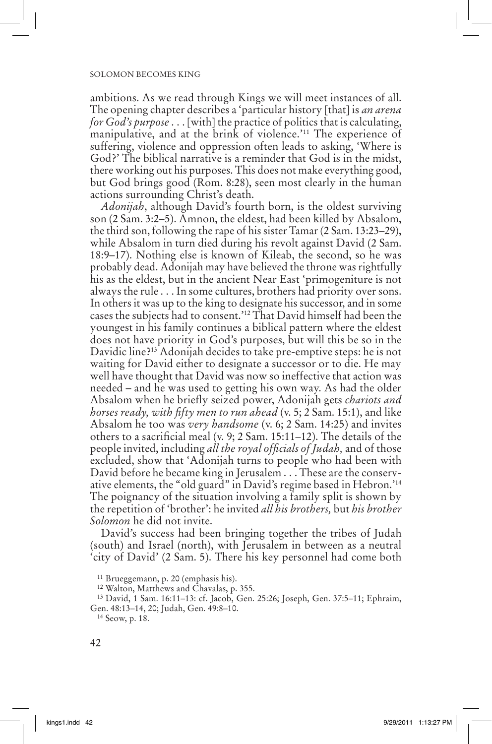ambitions. As we read through Kings we will meet instances of all. The opening chapter describes a 'particular history [that] is *an arena for God's purpose* . . . [with] the practice of politics that is calculating, manipulative, and at the brink of violence.'[11] The experience of suffering, violence and oppression often leads to asking, 'Where is God?' The biblical narrative is a reminder that God is in the midst, there working out his purposes. This does not make everything good, but God brings good (Rom. 8:28), seen most clearly in the human actions surrounding Christ's death.

*Adonijah*, although David's fourth born, is the oldest surviving son (2 Sam. 3:2–5). Amnon, the eldest, had been killed by Absalom, the third son, following the rape of his sister Tamar (2 Sam. 13:23–29), while Absalom in turn died during his revolt against David (2 Sam. 18:9–17). Nothing else is known of Kileab, the second, so he was probably dead. Adonijah may have believed the throne was rightfully his as the eldest, but in the ancient Near East 'primogeniture is not always the rule . . . In some cultures, brothers had priority over sons. In others it was up to the king to designate his successor, and in some cases the subjects had to consent.'[12] That David himself had been the youngest in his family continues a biblical pattern where the eldest does not have priority in God's purposes, but will this be so in the Davidic line?[13] Adonijah decides to take pre-emptive steps: he is not waiting for David either to designate a successor or to die. He may well have thought that David was now so ineffective that action was needed – and he was used to getting his own way. As had the older Absalom when he briefly seized power, Adonijah gets *chariots and horses ready, with fifty men to run ahead* (v. 5; 2 Sam. 15:1), and like Absalom he too was *very handsome* (v. 6; 2 Sam. 14:25) and invites others to a sacrificial meal (v. 9; 2 Sam. 15:11–12). The details of the people invited, including *all the royal officials of Judah,* and of those excluded, show that 'Adonijah turns to people who had been with David before he became king in Jerusalem . . . These are the conservative elements, the "old guard" in David's regime based in Hebron.'[14] The poignancy of the situation involving a family split is shown by the repetition of 'brother': he invited *all his brothers,* but *his brother Solomon* he did not invite.

David's success had been bringing together the tribes of Judah (south) and Israel (north), with Jerusalem in between as a neutral 'city of David' (2 Sam. 5). There his key personnel had come both

---

[11] Brueggemann, p. 20 (emphasis his).

[12] Walton, Matthews and Chavalas, p. 355.

[13] David, 1 Sam. 16:11–13: cf. Jacob, Gen. 25:26; Joseph, Gen. 37:5–11; Ephraim, Gen. 48:13–14, 20; Judah, Gen. 49:8–10.

[14] Seow, p. 18.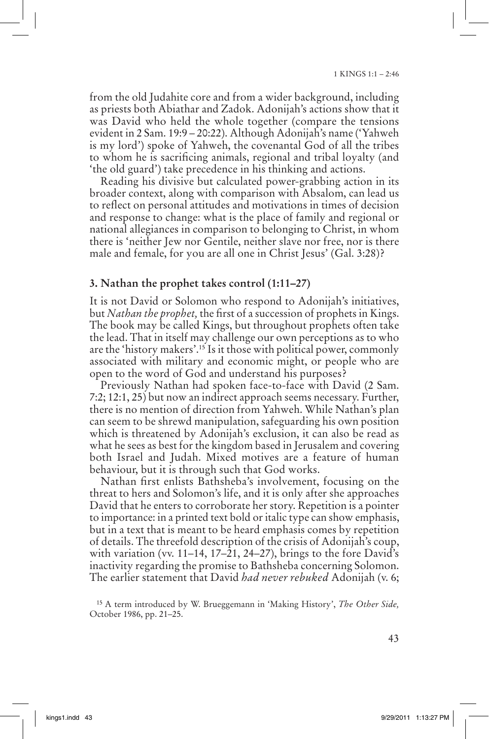from the old Judahite core and from a wider background, including as priests both Abiathar and Zadok. Adonijah's actions show that it was David who held the whole together (compare the tensions evident in 2 Sam. 19:9 – 20:22). Although Adonijah's name ('Yahweh is my lord') spoke of Yahweh, the covenantal God of all the tribes to whom he is sacrificing animals, regional and tribal loyalty (and 'the old guard') take precedence in his thinking and actions.

Reading his divisive but calculated power-grabbing action in its broader context, along with comparison with Absalom, can lead us to reflect on personal attitudes and motivations in times of decision and response to change: what is the place of family and regional or national allegiances in comparison to belonging to Christ, in whom there is 'neither Jew nor Gentile, neither slave nor free, nor is there male and female, for you are all one in Christ Jesus' (Gal. 3:28)?

### 3. Nathan the prophet takes control (1:11–27)

It is not David or Solomon who respond to Adonijah's initiatives, but *Nathan the prophet,* the first of a succession of prophets in Kings. The book may be called Kings, but throughout prophets often take the lead. That in itself may challenge our own perceptions as to who are the 'history makers'.[15] Is it those with political power, commonly associated with military and economic might, or people who are open to the word of God and understand his purposes?

Previously Nathan had spoken face-to-face with David (2 Sam. 7:2; 12:1, 25) but now an indirect approach seems necessary. Further, there is no mention of direction from Yahweh. While Nathan's plan can seem to be shrewd manipulation, safeguarding his own position which is threatened by Adonijah's exclusion, it can also be read as what he sees as best for the kingdom based in Jerusalem and covering both Israel and Judah. Mixed motives are a feature of human behaviour, but it is through such that God works.

Nathan first enlists Bathsheba's involvement, focusing on the threat to hers and Solomon's life, and it is only after she approaches David that he enters to corroborate her story. Repetition is a pointer to importance: in a printed text bold or italic type can show emphasis, but in a text that is meant to be heard emphasis comes by repetition of details. The threefold description of the crisis of Adonijah's coup, with variation (vv. 11–14, 17–21, 24–27), brings to the fore David's inactivity regarding the promise to Bathsheba concerning Solomon. The earlier statement that David *had never rebuked* Adonijah (v. 6;

[15] A term introduced by W. Brueggemann in 'Making History', *The Other Side,* October 1986, pp. 21–25.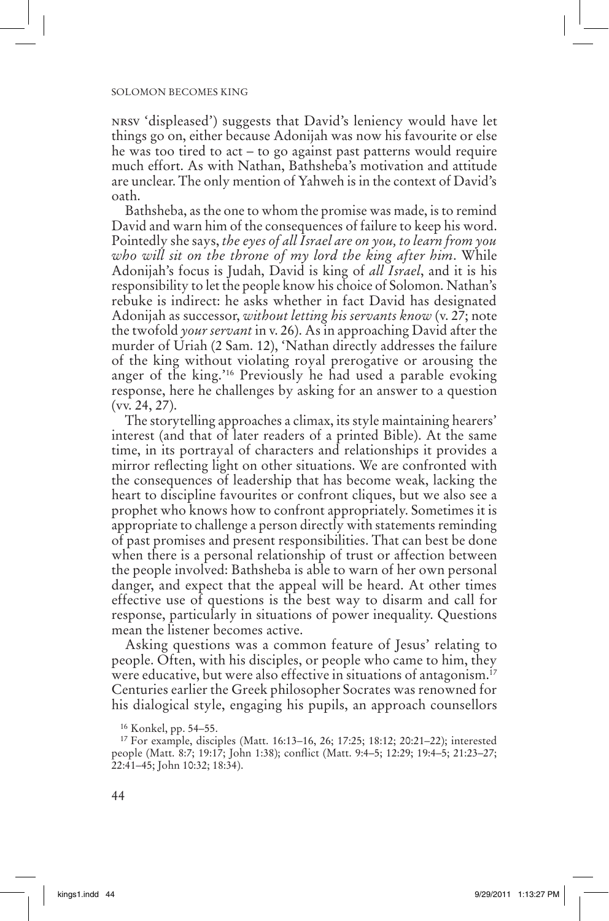NRSV 'displeased') suggests that David's leniency would have let things go on, either because Adonijah was now his favourite or else he was too tired to act – to go against past patterns would require much effort. As with Nathan, Bathsheba's motivation and attitude are unclear. The only mention of Yahweh is in the context of David's oath.

Bathsheba, as the one to whom the promise was made, is to remind David and warn him of the consequences of failure to keep his word. Pointedly she says, *the eyes of all Israel are on you, to learn from you who will sit on the throne of my lord the king after him*. While Adonijah's focus is Judah, David is king of *all Israel*, and it is his responsibility to let the people know his choice of Solomon. Nathan's rebuke is indirect: he asks whether in fact David has designated Adonijah as successor, *without letting his servants know* (v. 27; note the twofold *your servant* in v. 26). As in approaching David after the murder of Uriah (2 Sam. 12), 'Nathan directly addresses the failure of the king without violating royal prerogative or arousing the anger of the king.'[16] Previously he had used a parable evoking response, here he challenges by asking for an answer to a question (vv. 24, 27).

The storytelling approaches a climax, its style maintaining hearers' interest (and that of later readers of a printed Bible). At the same time, in its portrayal of characters and relationships it provides a mirror reflecting light on other situations. We are confronted with the consequences of leadership that has become weak, lacking the heart to discipline favourites or confront cliques, but we also see a prophet who knows how to confront appropriately. Sometimes it is appropriate to challenge a person directly with statements reminding of past promises and present responsibilities. That can best be done when there is a personal relationship of trust or affection between the people involved: Bathsheba is able to warn of her own personal danger, and expect that the appeal will be heard. At other times effective use of questions is the best way to disarm and call for response, particularly in situations of power inequality. Questions mean the listener becomes active.

Asking questions was a common feature of Jesus' relating to people. Often, with his disciples, or people who came to him, they were educative, but were also effective in situations of antagonism.[17] Centuries earlier the Greek philosopher Socrates was renowned for his dialogical style, engaging his pupils, an approach counsellors

---

[16] Konkel, pp. 54–55.

[17] For example, disciples (Matt. 16:13–16, 26; 17:25; 18:12; 20:21–22); interested people (Matt. 8:7; 19:17; John 1:38); conflict (Matt. 9:4–5; 12:29; 19:4–5; 21:23–27; 22:41–45; John 10:32; 18:34).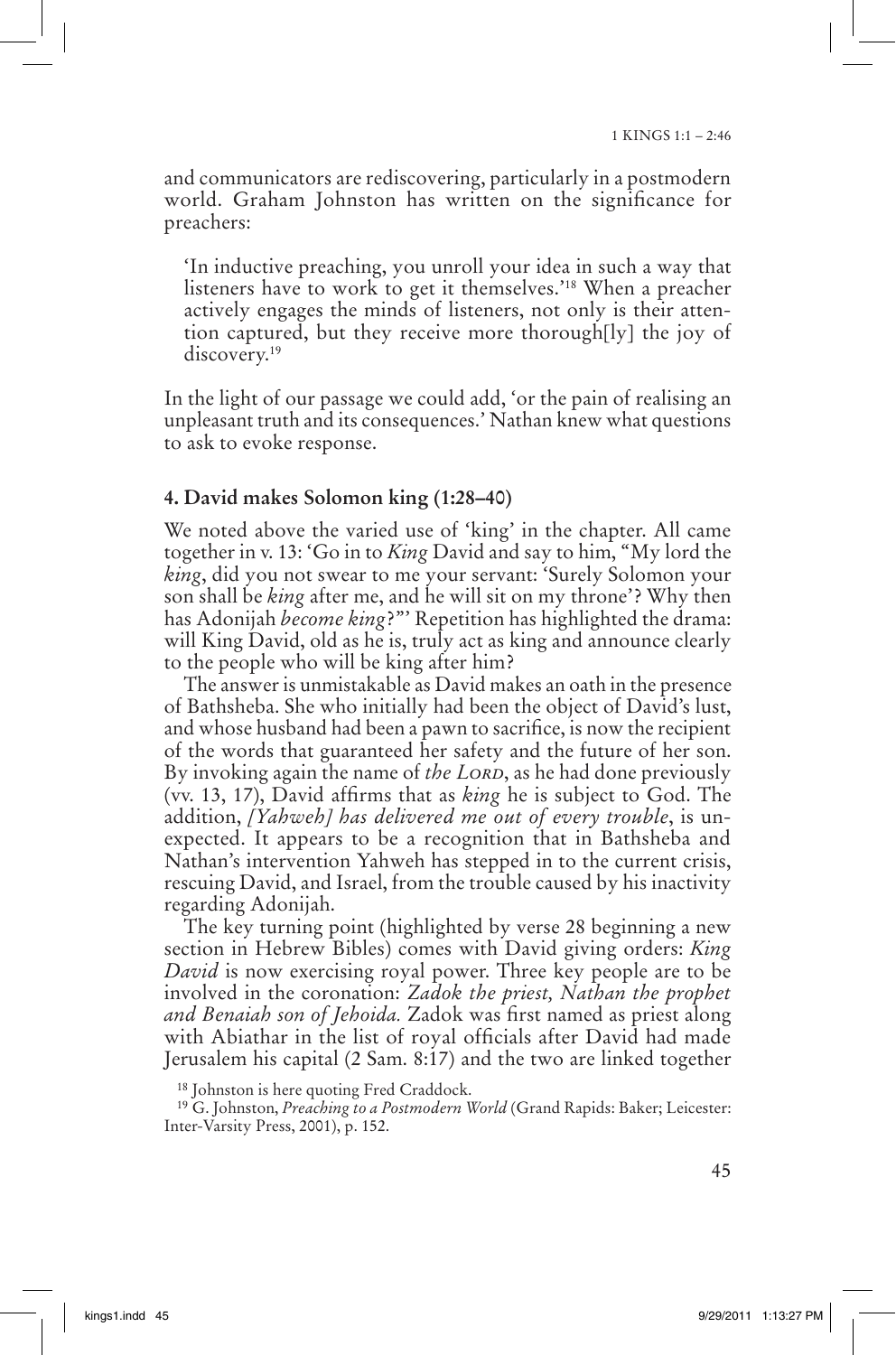and communicators are rediscovering, particularly in a postmodern world. Graham Johnston has written on the significance for preachers:

> 'In inductive preaching, you unroll your idea in such a way that listeners have to work to get it themselves.'[18] When a preacher actively engages the minds of listeners, not only is their attention captured, but they receive more thorough[ly] the joy of discovery.[19]

In the light of our passage we could add, 'or the pain of realising an unpleasant truth and its consequences.' Nathan knew what questions to ask to evoke response.

### 4. David makes Solomon king (1:28–40)

We noted above the varied use of 'king' in the chapter. All came together in v. 13: 'Go in to *King* David and say to him, "My lord the *king*, did you not swear to me your servant: 'Surely Solomon your son shall be *king* after me, and he will sit on my throne'? Why then has Adonijah *become king*?"' Repetition has highlighted the drama: will King David, old as he is, truly act as king and announce clearly to the people who will be king after him?

The answer is unmistakable as David makes an oath in the presence of Bathsheba. She who initially had been the object of David's lust, and whose husband had been a pawn to sacrifice, is now the recipient of the words that guaranteed her safety and the future of her son. By invoking again the name of *the Lord*, as he had done previously (vv. 13, 17), David affirms that as *king* he is subject to God. The addition, *[Yahweh] has delivered me out of every trouble*, is unexpected. It appears to be a recognition that in Bathsheba and Nathan's intervention Yahweh has stepped in to the current crisis, rescuing David, and Israel, from the trouble caused by his inactivity regarding Adonijah.

The key turning point (highlighted by verse 28 beginning a new section in Hebrew Bibles) comes with David giving orders: *King David* is now exercising royal power. Three key people are to be involved in the coronation: *Zadok the priest, Nathan the prophet and Benaiah son of Jehoida.* Zadok was first named as priest along with Abiathar in the list of royal officials after David had made Jerusalem his capital (2 Sam. 8:17) and the two are linked together

[18] Johnston is here quoting Fred Craddock.

[19] G. Johnston, *Preaching to a Postmodern World* (Grand Rapids: Baker; Leicester: Inter-Varsity Press, 2001), p. 152.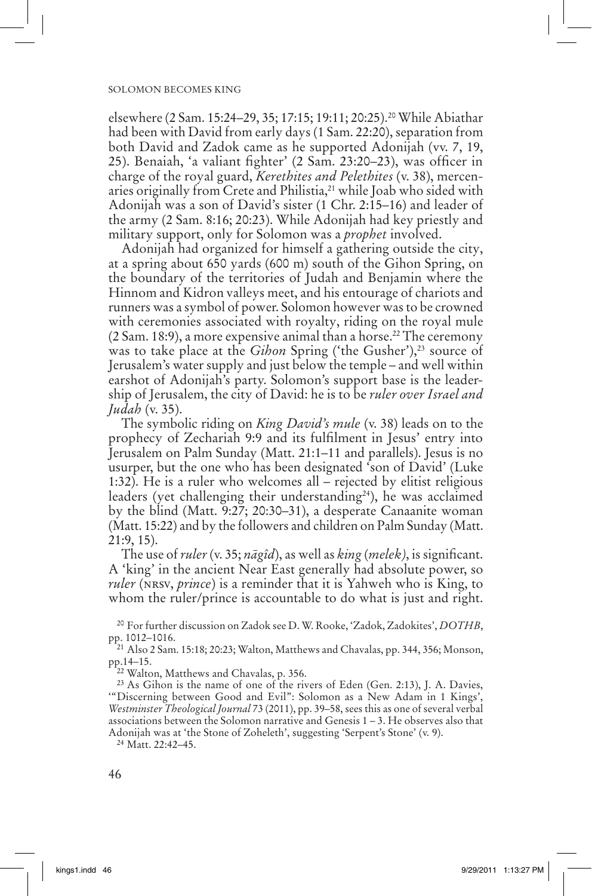elsewhere (2 Sam. 15:24–29, 35; 17:15; 19:11; 20:25).[20] While Abiathar had been with David from early days (1 Sam. 22:20), separation from both David and Zadok came as he supported Adonijah (vv. 7, 19, 25). Benaiah, 'a valiant fighter' (2 Sam. 23:20–23), was officer in charge of the royal guard, *Kerethites and Pelethites* (v. 38), mercenaries originally from Crete and Philistia,[21] while Joab who sided with Adonijah was a son of David's sister (1 Chr. 2:15–16) and leader of the army (2 Sam. 8:16; 20:23). While Adonijah had key priestly and military support, only for Solomon was a *prophet* involved.

Adonijah had organized for himself a gathering outside the city, at a spring about 650 yards (600 m) south of the Gihon Spring, on the boundary of the territories of Judah and Benjamin where the Hinnom and Kidron valleys meet, and his entourage of chariots and runners was a symbol of power. Solomon however was to be crowned with ceremonies associated with royalty, riding on the royal mule (2 Sam. 18:9), a more expensive animal than a horse.[22] The ceremony was to take place at the *Gihon* Spring ('the Gusher'),[23] source of Jerusalem's water supply and just below the temple – and well within earshot of Adonijah's party. Solomon's support base is the leadership of Jerusalem, the city of David: he is to be *ruler over Israel and Judah* (v. 35).

The symbolic riding on *King David's mule* (v. 38) leads on to the prophecy of Zechariah 9:9 and its fulfilment in Jesus' entry into Jerusalem on Palm Sunday (Matt. 21:1–11 and parallels). Jesus is no usurper, but the one who has been designated 'son of David' (Luke 1:32). He is a ruler who welcomes all – rejected by elitist religious leaders (yet challenging their understanding[24]), he was acclaimed by the blind (Matt. 9:27; 20:30–31), a desperate Canaanite woman (Matt. 15:22) and by the followers and children on Palm Sunday (Matt. 21:9, 15).

The use of *ruler* (v. 35; *nāgîd*), as well as *king* (*melek*), is significant. A 'king' in the ancient Near East generally had absolute power, so *ruler* (NRSV, *prince*) is a reminder that it is Yahweh who is King, to whom the ruler/prince is accountable to do what is just and right.

[20] For further discussion on Zadok see D. W. Rooke, 'Zadok, Zadokites', *DOTHB*, pp. 1012–1016.

[21] Also 2 Sam. 15:18; 20:23; Walton, Matthews and Chavalas, pp. 344, 356; Monson, pp.14–15.

[22] Walton, Matthews and Chavalas, p. 356.

[23] As Gihon is the name of one of the rivers of Eden (Gen. 2:13), J. A. Davies, '"Discerning between Good and Evil": Solomon as a New Adam in 1 Kings', *Westminster Theological Journal* 73 (2011), pp. 39–58, sees this as one of several verbal associations between the Solomon narrative and Genesis 1 – 3. He observes also that Adonijah was at 'the Stone of Zoheleth', suggesting 'Serpent's Stone' (v. 9).

[24] Matt. 22:42–45.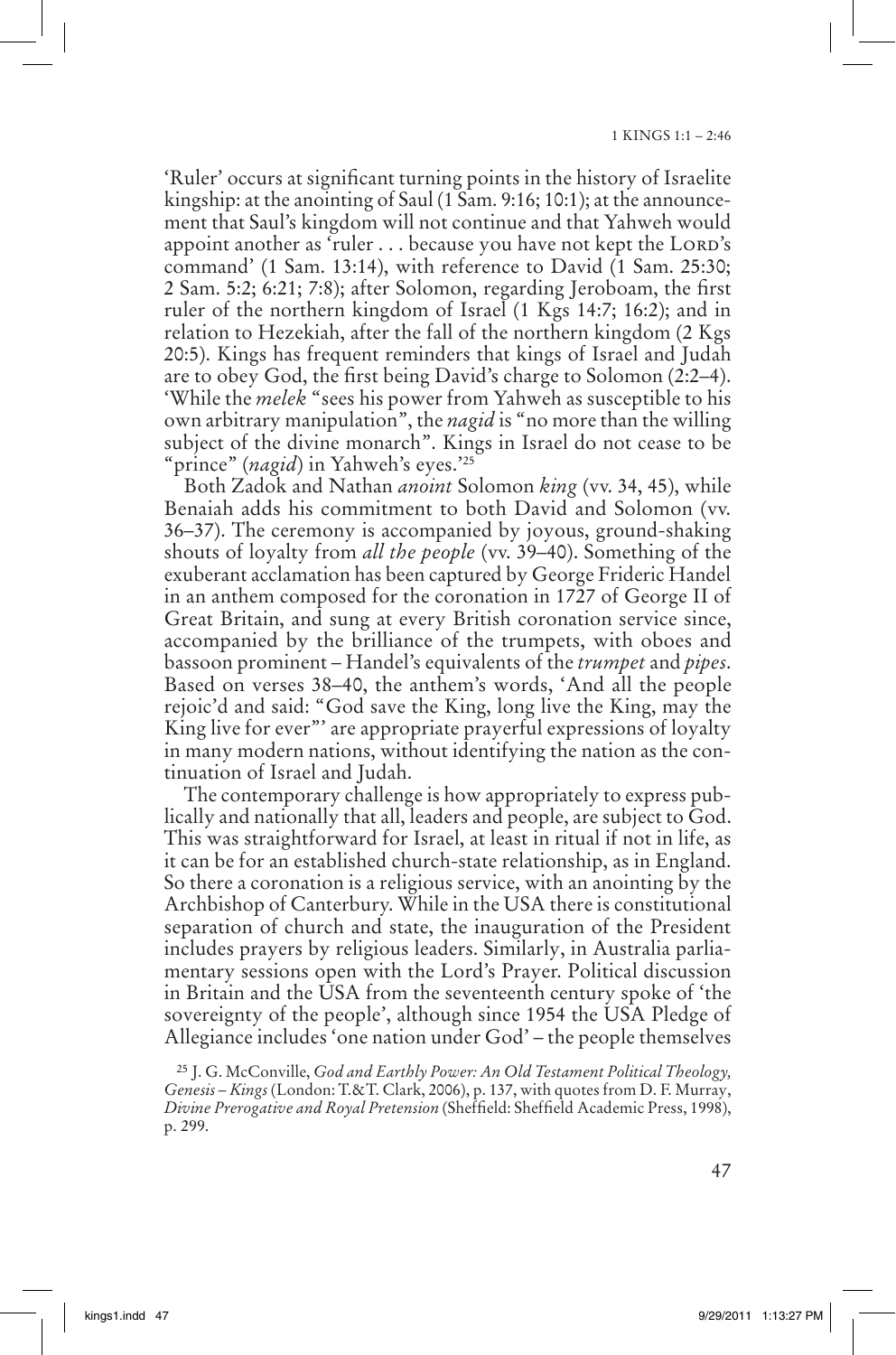'Ruler' occurs at significant turning points in the history of Israelite kingship: at the anointing of Saul (1 Sam. 9:16; 10:1); at the announcement that Saul's kingdom will not continue and that Yahweh would appoint another as 'ruler . . . because you have not kept the LORD's command' (1 Sam. 13:14), with reference to David (1 Sam. 25:30; 2 Sam. 5:2; 6:21; 7:8); after Solomon, regarding Jeroboam, the first ruler of the northern kingdom of Israel (1 Kgs 14:7; 16:2); and in relation to Hezekiah, after the fall of the northern kingdom (2 Kgs 20:5). Kings has frequent reminders that kings of Israel and Judah are to obey God, the first being David's charge to Solomon (2:2–4). 'While the *melek* "sees his power from Yahweh as susceptible to his own arbitrary manipulation", the *nagid* is "no more than the willing subject of the divine monarch". Kings in Israel do not cease to be "prince" (*nagid*) in Yahweh's eyes.'[25]

Both Zadok and Nathan *anoint* Solomon *king* (vv. 34, 45), while Benaiah adds his commitment to both David and Solomon (vv. 36–37). The ceremony is accompanied by joyous, ground-shaking shouts of loyalty from *all the people* (vv. 39–40). Something of the exuberant acclamation has been captured by George Frideric Handel in an anthem composed for the coronation in 1727 of George II of Great Britain, and sung at every British coronation service since, accompanied by the brilliance of the trumpets, with oboes and bassoon prominent – Handel's equivalents of the *trumpet* and *pipes*. Based on verses 38–40, the anthem's words, 'And all the people rejoic'd and said: "God save the King, long live the King, may the King live for ever"' are appropriate prayerful expressions of loyalty in many modern nations, without identifying the nation as the continuation of Israel and Judah.

The contemporary challenge is how appropriately to express publically and nationally that all, leaders and people, are subject to God. This was straightforward for Israel, at least in ritual if not in life, as it can be for an established church-state relationship, as in England. So there a coronation is a religious service, with an anointing by the Archbishop of Canterbury. While in the USA there is constitutional separation of church and state, the inauguration of the President includes prayers by religious leaders. Similarly, in Australia parliamentary sessions open with the Lord's Prayer. Political discussion in Britain and the USA from the seventeenth century spoke of 'the sovereignty of the people', although since 1954 the USA Pledge of Allegiance includes 'one nation under God' – the people themselves

[25] J. G. McConville, *God and Earthly Power: An Old Testament Political Theology, Genesis – Kings* (London: T.&T. Clark, 2006), p. 137, with quotes from D. F. Murray, *Divine Prerogative and Royal Pretension* (Sheffield: Sheffield Academic Press, 1998), p. 299.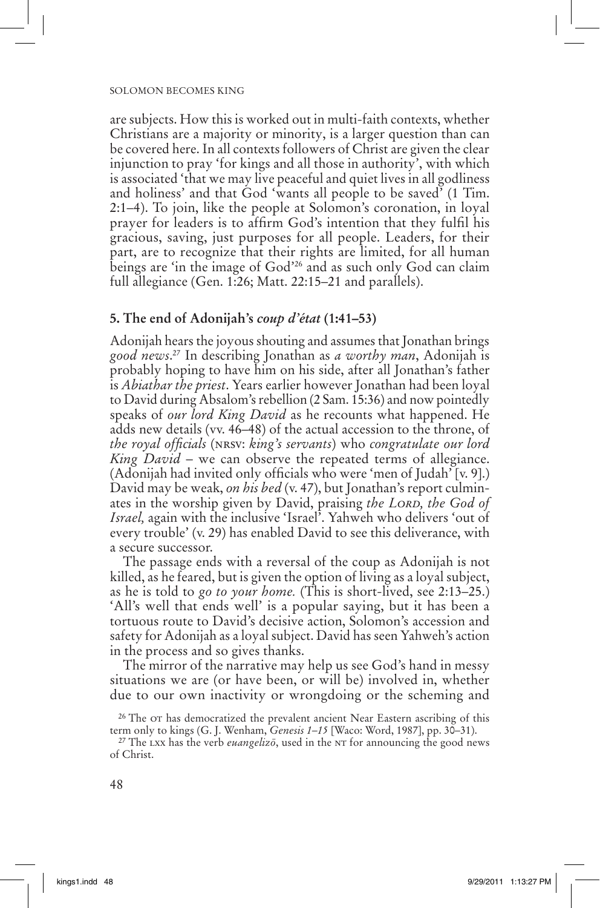are subjects. How this is worked out in multi-faith contexts, whether Christians are a majority or minority, is a larger question than can be covered here. In all contexts followers of Christ are given the clear injunction to pray 'for kings and all those in authority', with which is associated 'that we may live peaceful and quiet lives in all godliness and holiness' and that God 'wants all people to be saved' (1 Tim. 2:1–4). To join, like the people at Solomon's coronation, in loyal prayer for leaders is to affirm God's intention that they fulfil his gracious, saving, just purposes for all people. Leaders, for their part, are to recognize that their rights are limited, for all human beings are 'in the image of God'[26] and as such only God can claim full allegiance (Gen. 1:26; Matt. 22:15–21 and parallels).

### 5. The end of Adonijah's *coup d'état* (1:41–53)

Adonijah hears the joyous shouting and assumes that Jonathan brings *good news*.[27] In describing Jonathan as *a worthy man*, Adonijah is probably hoping to have him on his side, after all Jonathan's father is *Abiathar the priest*. Years earlier however Jonathan had been loyal to David during Absalom's rebellion (2 Sam. 15:36) and now pointedly speaks of *our lord King David* as he recounts what happened. He adds new details (vv. 46–48) of the actual accession to the throne, of *the royal officials* (NRSV: *king's servants*) who *congratulate our lord King David* – we can observe the repeated terms of allegiance. (Adonijah had invited only officials who were 'men of Judah' [v. 9].) David may be weak, *on his bed* (v. 47), but Jonathan's report culminates in the worship given by David, praising *the LORD, the God of Israel,* again with the inclusive 'Israel'. Yahweh who delivers 'out of every trouble' (v. 29) has enabled David to see this deliverance, with a secure successor.

The passage ends with a reversal of the coup as Adonijah is not killed, as he feared, but is given the option of living as a loyal subject, as he is told to *go to your home.* (This is short-lived, see 2:13–25.) 'All's well that ends well' is a popular saying, but it has been a tortuous route to David's decisive action, Solomon's accession and safety for Adonijah as a loyal subject. David has seen Yahweh's action in the process and so gives thanks.

The mirror of the narrative may help us see God's hand in messy situations we are (or have been, or will be) involved in, whether due to our own inactivity or wrongdoing or the scheming and

---

[26] The OT has democratized the prevalent ancient Near Eastern ascribing of this term only to kings (G. J. Wenham, *Genesis 1–15* [Waco: Word, 1987], pp. 30–31).

[27] The LXX has the verb *euangelizō*, used in the NT for announcing the good news of Christ.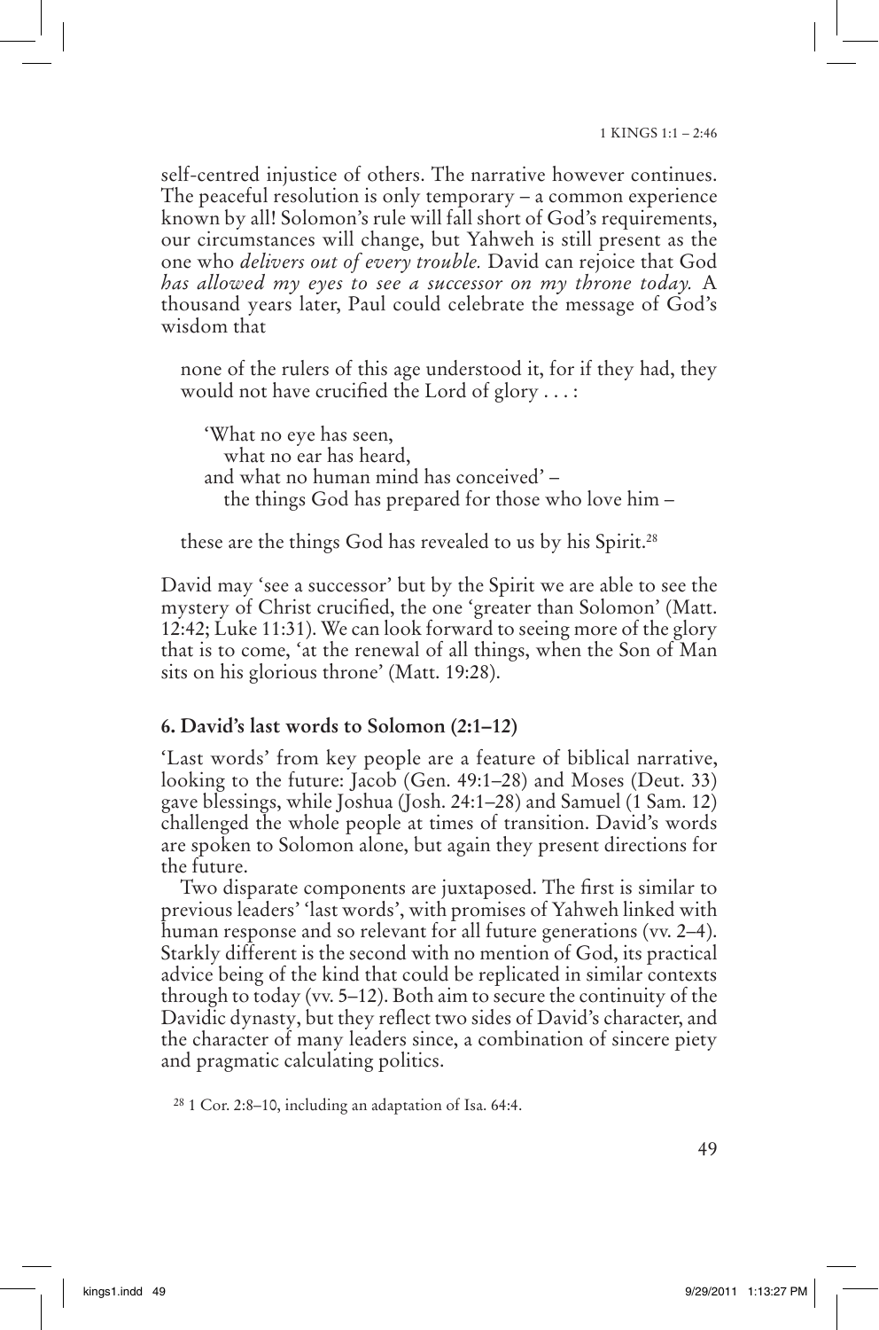self-centred injustice of others. The narrative however continues. The peaceful resolution is only temporary – a common experience known by all! Solomon's rule will fall short of God's requirements, our circumstances will change, but Yahweh is still present as the one who *delivers out of every trouble.* David can rejoice that God *has allowed my eyes to see a successor on my throne today.* A thousand years later, Paul could celebrate the message of God's wisdom that

> none of the rulers of this age understood it, for if they had, they would not have crucified the Lord of glory . . . :
>
> 'What no eye has seen,
> what no ear has heard,
> and what no human mind has conceived' –
> the things God has prepared for those who love him –
>
> these are the things God has revealed to us by his Spirit.[28]

David may 'see a successor' but by the Spirit we are able to see the mystery of Christ crucified, the one 'greater than Solomon' (Matt. 12:42; Luke 11:31). We can look forward to seeing more of the glory that is to come, 'at the renewal of all things, when the Son of Man sits on his glorious throne' (Matt. 19:28).

## 6. David's last words to Solomon (2:1–12)

'Last words' from key people are a feature of biblical narrative, looking to the future: Jacob (Gen. 49:1–28) and Moses (Deut. 33) gave blessings, while Joshua (Josh. 24:1–28) and Samuel (1 Sam. 12) challenged the whole people at times of transition. David's words are spoken to Solomon alone, but again they present directions for the future.

Two disparate components are juxtaposed. The first is similar to previous leaders' 'last words', with promises of Yahweh linked with human response and so relevant for all future generations (vv. 2–4). Starkly different is the second with no mention of God, its practical advice being of the kind that could be replicated in similar contexts through to today (vv. 5–12). Both aim to secure the continuity of the Davidic dynasty, but they reflect two sides of David's character, and the character of many leaders since, a combination of sincere piety and pragmatic calculating politics.

[28] 1 Cor. 2:8–10, including an adaptation of Isa. 64:4.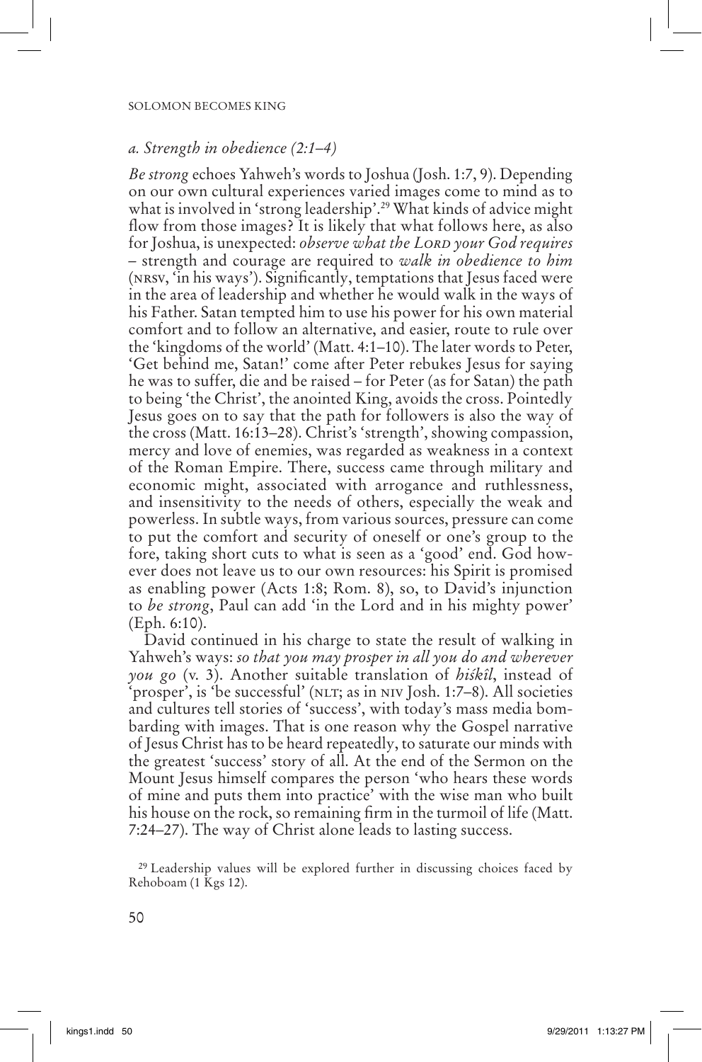### *a. Strength in obedience (2:1–4)*

*Be strong* echoes Yahweh's words to Joshua (Josh. 1:7, 9). Depending on our own cultural experiences varied images come to mind as to what is involved in 'strong leadership'.[29] What kinds of advice might flow from those images? It is likely that what follows here, as also for Joshua, is unexpected: *observe what the LORD your God requires* – strength and courage are required to *walk in obedience to him* (NRSV, 'in his ways'). Significantly, temptations that Jesus faced were in the area of leadership and whether he would walk in the ways of his Father. Satan tempted him to use his power for his own material comfort and to follow an alternative, and easier, route to rule over the 'kingdoms of the world' (Matt. 4:1–10). The later words to Peter, 'Get behind me, Satan!' come after Peter rebukes Jesus for saying he was to suffer, die and be raised – for Peter (as for Satan) the path to being 'the Christ', the anointed King, avoids the cross. Pointedly Jesus goes on to say that the path for followers is also the way of the cross (Matt. 16:13–28). Christ's 'strength', showing compassion, mercy and love of enemies, was regarded as weakness in a context of the Roman Empire. There, success came through military and economic might, associated with arrogance and ruthlessness, and insensitivity to the needs of others, especially the weak and powerless. In subtle ways, from various sources, pressure can come to put the comfort and security of oneself or one's group to the fore, taking short cuts to what is seen as a 'good' end. God however does not leave us to our own resources: his Spirit is promised as enabling power (Acts 1:8; Rom. 8), so, to David's injunction to *be strong*, Paul can add 'in the Lord and in his mighty power' (Eph. 6:10).

David continued in his charge to state the result of walking in Yahweh's ways: *so that you may prosper in all you do and wherever you go* (v. 3). Another suitable translation of *hiśkîl*, instead of 'prosper', is 'be successful' (NLT; as in NIV Josh. 1:7–8). All societies and cultures tell stories of 'success', with today's mass media bombarding with images. That is one reason why the Gospel narrative of Jesus Christ has to be heard repeatedly, to saturate our minds with the greatest 'success' story of all. At the end of the Sermon on the Mount Jesus himself compares the person 'who hears these words of mine and puts them into practice' with the wise man who built his house on the rock, so remaining firm in the turmoil of life (Matt. 7:24–27). The way of Christ alone leads to lasting success.

[29] Leadership values will be explored further in discussing choices faced by Rehoboam (1 Kgs 12).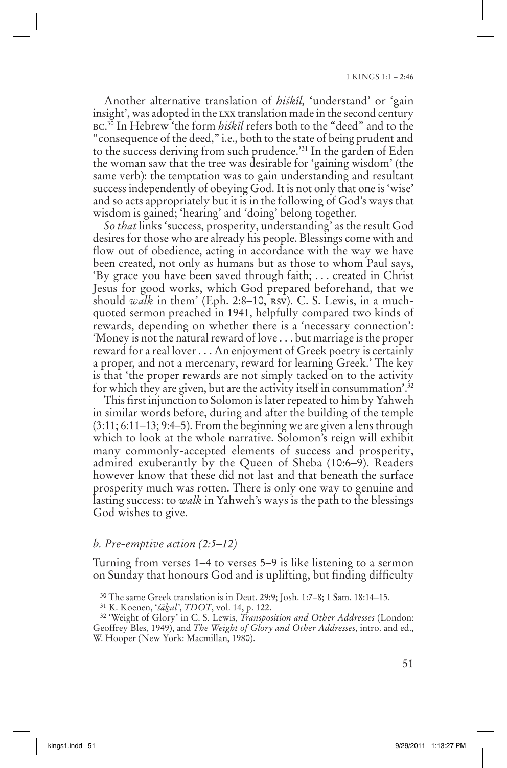Another alternative translation of *hiśkîl,* 'understand' or 'gain insight', was adopted in the LXX translation made in the second century BC.[30] In Hebrew 'the form *hiśkîl* refers both to the "deed" and to the "consequence of the deed," i.e., both to the state of being prudent and to the success deriving from such prudence.'[31] In the garden of Eden the woman saw that the tree was desirable for 'gaining wisdom' (the same verb): the temptation was to gain understanding and resultant success independently of obeying God. It is not only that one is 'wise' and so acts appropriately but it is in the following of God's ways that wisdom is gained; 'hearing' and 'doing' belong together.

*So that* links 'success, prosperity, understanding' as the result God desires for those who are already his people. Blessings come with and flow out of obedience, acting in accordance with the way we have been created, not only as humans but as those to whom Paul says, 'By grace you have been saved through faith; . . . created in Christ Jesus for good works, which God prepared beforehand, that we should *walk* in them' (Eph. 2:8–10, RSV). C. S. Lewis, in a much-quoted sermon preached in 1941, helpfully compared two kinds of rewards, depending on whether there is a 'necessary connection': 'Money is not the natural reward of love . . . but marriage is the proper reward for a real lover . . . An enjoyment of Greek poetry is certainly a proper, and not a mercenary, reward for learning Greek.' The key is that 'the proper rewards are not simply tacked on to the activity for which they are given, but are the activity itself in consummation'.[32]

This first injunction to Solomon is later repeated to him by Yahweh in similar words before, during and after the building of the temple (3:11; 6:11–13; 9:4–5). From the beginning we are given a lens through which to look at the whole narrative. Solomon's reign will exhibit many commonly-accepted elements of success and prosperity, admired exuberantly by the Queen of Sheba (10:6–9). Readers however know that these did not last and that beneath the surface prosperity much was rotten. There is only one way to genuine and lasting success: to *walk* in Yahweh's ways is the path to the blessings God wishes to give.

### *b. Pre-emptive action (2:5–12)*

Turning from verses 1–4 to verses 5–9 is like listening to a sermon on Sunday that honours God and is uplifting, but finding difficulty

---

[30] The same Greek translation is in Deut. 29:9; Josh. 1:7–8; 1 Sam. 18:14–15.

[31] K. Koenen, '*śāḵal*', *TDOT*, vol. 14, p. 122.

[32] 'Weight of Glory' in C. S. Lewis, *Transposition and Other Addresses* (London: Geoffrey Bles, 1949), and *The Weight of Glory and Other Addresses*, intro. and ed., W. Hooper (New York: Macmillan, 1980).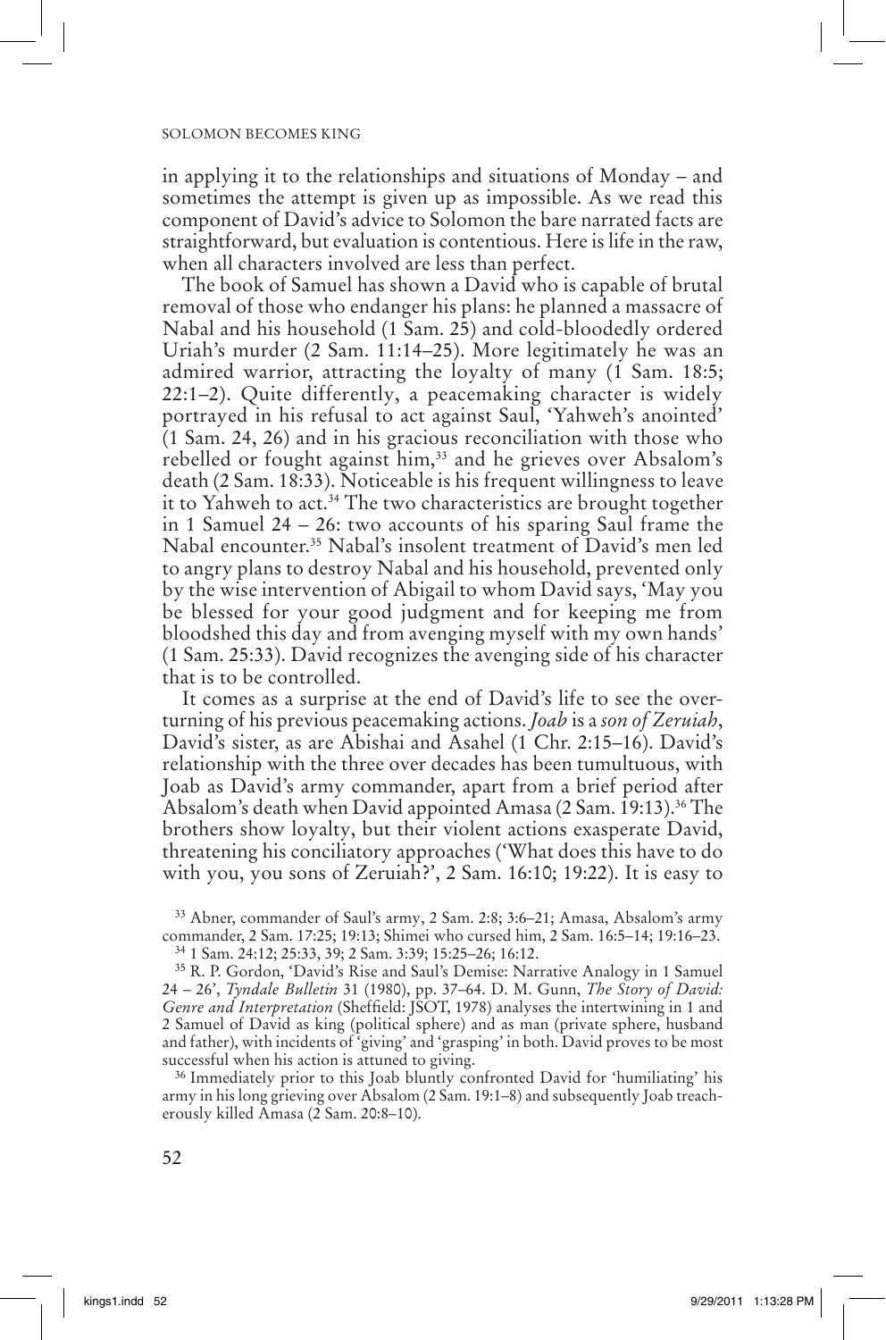in applying it to the relationships and situations of Monday – and sometimes the attempt is given up as impossible. As we read this component of David's advice to Solomon the bare narrated facts are straightforward, but evaluation is contentious. Here is life in the raw, when all characters involved are less than perfect.

The book of Samuel has shown a David who is capable of brutal removal of those who endanger his plans: he planned a massacre of Nabal and his household (1 Sam. 25) and cold-bloodedly ordered Uriah's murder (2 Sam. 11:14–25). More legitimately he was an admired warrior, attracting the loyalty of many (1 Sam. 18:5; 22:1–2). Quite differently, a peacemaking character is widely portrayed in his refusal to act against Saul, 'Yahweh's anointed' (1 Sam. 24, 26) and in his gracious reconciliation with those who rebelled or fought against him,[33] and he grieves over Absalom's death (2 Sam. 18:33). Noticeable is his frequent willingness to leave it to Yahweh to act.[34] The two characteristics are brought together in 1 Samuel 24 – 26: two accounts of his sparing Saul frame the Nabal encounter.[35] Nabal's insolent treatment of David's men led to angry plans to destroy Nabal and his household, prevented only by the wise intervention of Abigail to whom David says, 'May you be blessed for your good judgment and for keeping me from bloodshed this day and from avenging myself with my own hands' (1 Sam. 25:33). David recognizes the avenging side of his character that is to be controlled.

It comes as a surprise at the end of David's life to see the overturning of his previous peacemaking actions. *Joab* is a *son of Zeruiah*, David's sister, as are Abishai and Asahel (1 Chr. 2:15–16). David's relationship with the three over decades has been tumultuous, with Joab as David's army commander, apart from a brief period after Absalom's death when David appointed Amasa (2 Sam. 19:13).[36] The brothers show loyalty, but their violent actions exasperate David, threatening his conciliatory approaches ('What does this have to do with you, you sons of Zeruiah?', 2 Sam. 16:10; 19:22). It is easy to

---

[33] Abner, commander of Saul's army, 2 Sam. 2:8; 3:6–21; Amasa, Absalom's army commander, 2 Sam. 17:25; 19:13; Shimei who cursed him, 2 Sam. 16:5–14; 19:16–23.

[34] 1 Sam. 24:12; 25:33, 39; 2 Sam. 3:39; 15:25–26; 16:12.

[35] R. P. Gordon, 'David's Rise and Saul's Demise: Narrative Analogy in 1 Samuel 24 – 26', *Tyndale Bulletin* 31 (1980), pp. 37–64. D. M. Gunn, *The Story of David: Genre and Interpretation* (Sheffield: JSOT, 1978) analyses the intertwining in 1 and 2 Samuel of David as king (political sphere) and as man (private sphere, husband and father), with incidents of 'giving' and 'grasping' in both. David proves to be most successful when his action is attuned to giving.

[36] Immediately prior to this Joab bluntly confronted David for 'humiliating' his army in his long grieving over Absalom (2 Sam. 19:1–8) and subsequently Joab treacherously killed Amasa (2 Sam. 20:8–10).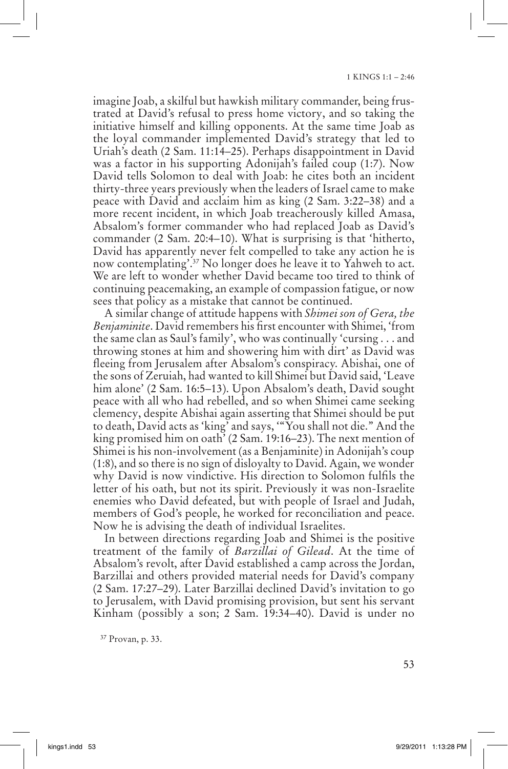imagine Joab, a skilful but hawkish military commander, being frustrated at David's refusal to press home victory, and so taking the initiative himself and killing opponents. At the same time Joab as the loyal commander implemented David's strategy that led to Uriah's death (2 Sam. 11:14–25). Perhaps disappointment in David was a factor in his supporting Adonijah's failed coup (1:7). Now David tells Solomon to deal with Joab: he cites both an incident thirty-three years previously when the leaders of Israel came to make peace with David and acclaim him as king (2 Sam. 3:22–38) and a more recent incident, in which Joab treacherously killed Amasa, Absalom's former commander who had replaced Joab as David's commander (2 Sam. 20:4–10). What is surprising is that 'hitherto, David has apparently never felt compelled to take any action he is now contemplating'.[37] No longer does he leave it to Yahweh to act. We are left to wonder whether David became too tired to think of continuing peacemaking, an example of compassion fatigue, or now sees that policy as a mistake that cannot be continued.

A similar change of attitude happens with *Shimei son of Gera, the Benjaminite*. David remembers his first encounter with Shimei, 'from the same clan as Saul's family', who was continually 'cursing . . . and throwing stones at him and showering him with dirt' as David was fleeing from Jerusalem after Absalom's conspiracy. Abishai, one of the sons of Zeruiah, had wanted to kill Shimei but David said, 'Leave him alone' (2 Sam. 16:5–13). Upon Absalom's death, David sought peace with all who had rebelled, and so when Shimei came seeking clemency, despite Abishai again asserting that Shimei should be put to death, David acts as 'king' and says, '"You shall not die." And the king promised him on oath' (2 Sam. 19:16–23). The next mention of Shimei is his non-involvement (as a Benjaminite) in Adonijah's coup (1:8), and so there is no sign of disloyalty to David. Again, we wonder why David is now vindictive. His direction to Solomon fulfils the letter of his oath, but not its spirit. Previously it was non-Israelite enemies who David defeated, but with people of Israel and Judah, members of God's people, he worked for reconciliation and peace. Now he is advising the death of individual Israelites.

In between directions regarding Joab and Shimei is the positive treatment of the family of *Barzillai of Gilead*. At the time of Absalom's revolt, after David established a camp across the Jordan, Barzillai and others provided material needs for David's company (2 Sam. 17:27–29). Later Barzillai declined David's invitation to go to Jerusalem, with David promising provision, but sent his servant Kinham (possibly a son; 2 Sam. 19:34–40). David is under no

[37] Provan, p. 33.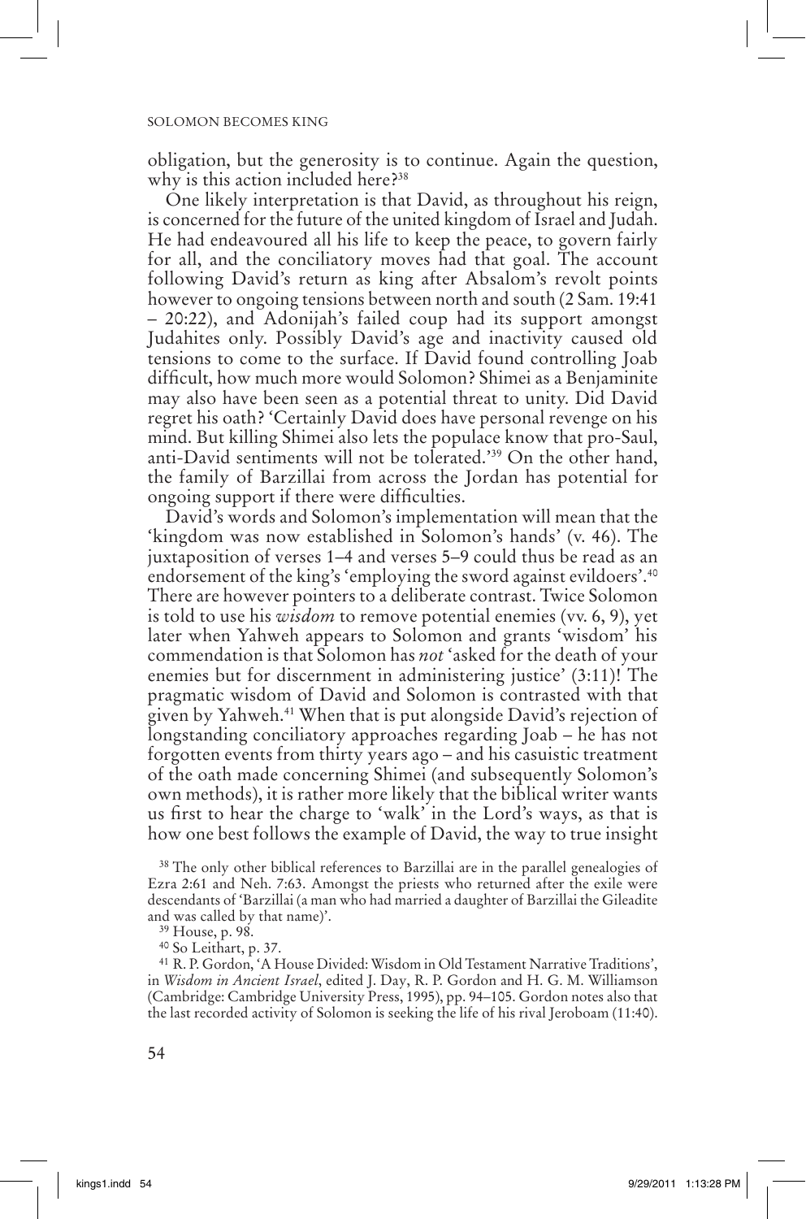obligation, but the generosity is to continue. Again the question, why is this action included here?[38]

One likely interpretation is that David, as throughout his reign, is concerned for the future of the united kingdom of Israel and Judah. He had endeavoured all his life to keep the peace, to govern fairly for all, and the conciliatory moves had that goal. The account following David's return as king after Absalom's revolt points however to ongoing tensions between north and south (2 Sam. 19:41 – 20:22), and Adonijah's failed coup had its support amongst Judahites only. Possibly David's age and inactivity caused old tensions to come to the surface. If David found controlling Joab difficult, how much more would Solomon? Shimei as a Benjaminite may also have been seen as a potential threat to unity. Did David regret his oath? 'Certainly David does have personal revenge on his mind. But killing Shimei also lets the populace know that pro-Saul, anti-David sentiments will not be tolerated.'[39] On the other hand, the family of Barzillai from across the Jordan has potential for ongoing support if there were difficulties.

David's words and Solomon's implementation will mean that the 'kingdom was now established in Solomon's hands' (v. 46). The juxtaposition of verses 1–4 and verses 5–9 could thus be read as an endorsement of the king's 'employing the sword against evildoers'.[40] There are however pointers to a deliberate contrast. Twice Solomon is told to use his *wisdom* to remove potential enemies (vv. 6, 9), yet later when Yahweh appears to Solomon and grants 'wisdom' his commendation is that Solomon has *not* 'asked for the death of your enemies but for discernment in administering justice' (3:11)! The pragmatic wisdom of David and Solomon is contrasted with that given by Yahweh.[41] When that is put alongside David's rejection of longstanding conciliatory approaches regarding Joab – he has not forgotten events from thirty years ago – and his casuistic treatment of the oath made concerning Shimei (and subsequently Solomon's own methods), it is rather more likely that the biblical writer wants us first to hear the charge to 'walk' in the Lord's ways, as that is how one best follows the example of David, the way to true insight

[38] The only other biblical references to Barzillai are in the parallel genealogies of Ezra 2:61 and Neh. 7:63. Amongst the priests who returned after the exile were descendants of 'Barzillai (a man who had married a daughter of Barzillai the Gileadite and was called by that name)'.

[39] House, p. 98.

[40] So Leithart, p. 37.

[41] R. P. Gordon, 'A House Divided: Wisdom in Old Testament Narrative Traditions', in *Wisdom in Ancient Israel*, edited J. Day, R. P. Gordon and H. G. M. Williamson (Cambridge: Cambridge University Press, 1995), pp. 94–105. Gordon notes also that the last recorded activity of Solomon is seeking the life of his rival Jeroboam (11:40).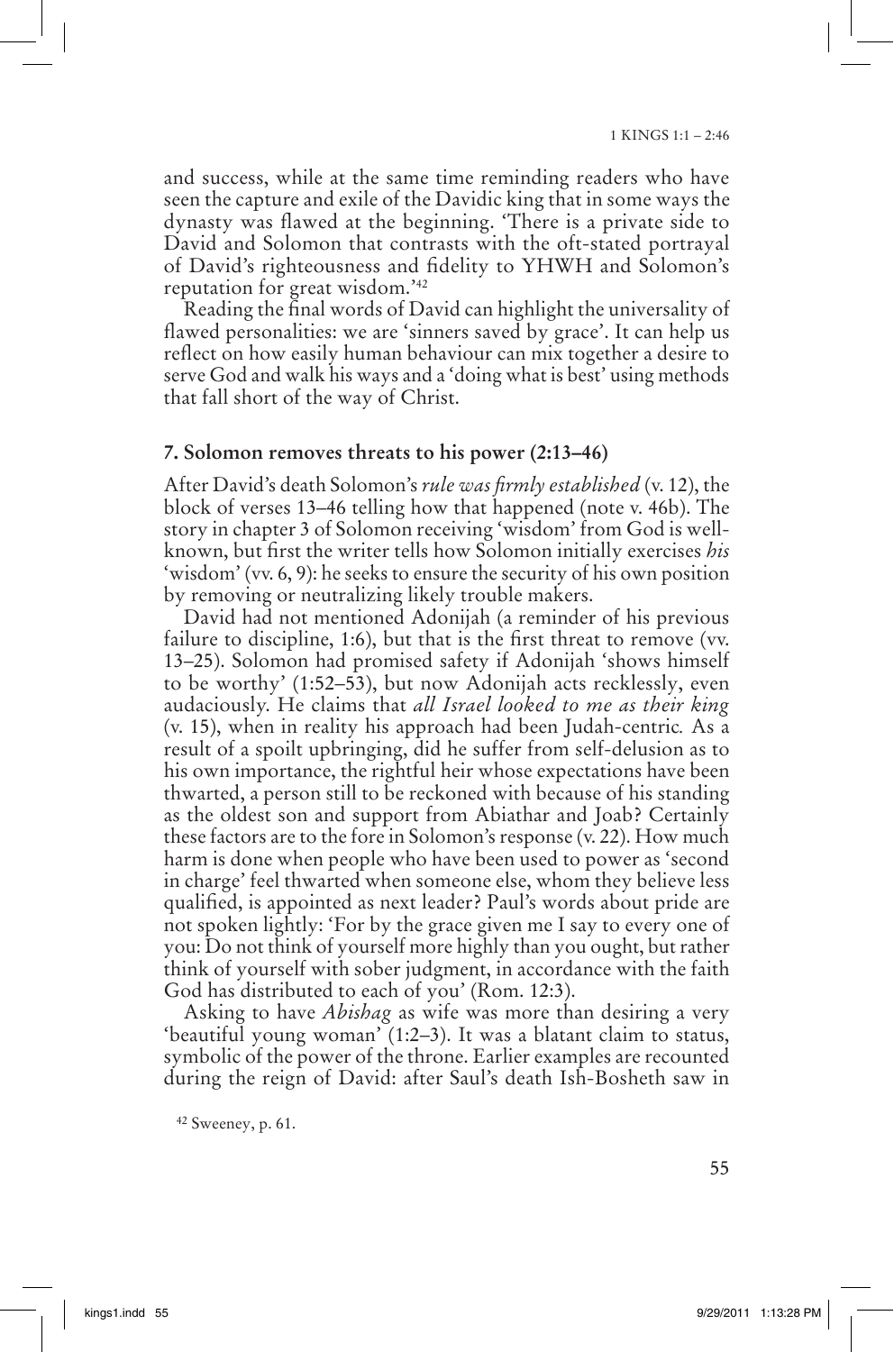and success, while at the same time reminding readers who have seen the capture and exile of the Davidic king that in some ways the dynasty was flawed at the beginning. 'There is a private side to David and Solomon that contrasts with the oft-stated portrayal of David's righteousness and fidelity to YHWH and Solomon's reputation for great wisdom.'[42]

Reading the final words of David can highlight the universality of flawed personalities: we are 'sinners saved by grace'. It can help us reflect on how easily human behaviour can mix together a desire to serve God and walk his ways and a 'doing what is best' using methods that fall short of the way of Christ.

### 7. Solomon removes threats to his power (2:13–46)

After David's death Solomon's *rule was firmly established* (v. 12), the block of verses 13–46 telling how that happened (note v. 46b). The story in chapter 3 of Solomon receiving 'wisdom' from God is well-known, but first the writer tells how Solomon initially exercises *his* 'wisdom' (vv. 6, 9): he seeks to ensure the security of his own position by removing or neutralizing likely trouble makers.

David had not mentioned Adonijah (a reminder of his previous failure to discipline, 1:6), but that is the first threat to remove (vv. 13–25). Solomon had promised safety if Adonijah 'shows himself to be worthy' (1:52–53), but now Adonijah acts recklessly, even audaciously. He claims that *all Israel looked to me as their king* (v. 15), when in reality his approach had been Judah-centric*.* As a result of a spoilt upbringing, did he suffer from self-delusion as to his own importance, the rightful heir whose expectations have been thwarted, a person still to be reckoned with because of his standing as the oldest son and support from Abiathar and Joab? Certainly these factors are to the fore in Solomon's response (v. 22). How much harm is done when people who have been used to power as 'second in charge' feel thwarted when someone else, whom they believe less qualified, is appointed as next leader? Paul's words about pride are not spoken lightly: 'For by the grace given me I say to every one of you: Do not think of yourself more highly than you ought, but rather think of yourself with sober judgment, in accordance with the faith God has distributed to each of you' (Rom. 12:3).

Asking to have *Abishag* as wife was more than desiring a very 'beautiful young woman' (1:2–3). It was a blatant claim to status, symbolic of the power of the throne. Earlier examples are recounted during the reign of David: after Saul's death Ish-Bosheth saw in

[42] Sweeney, p. 61.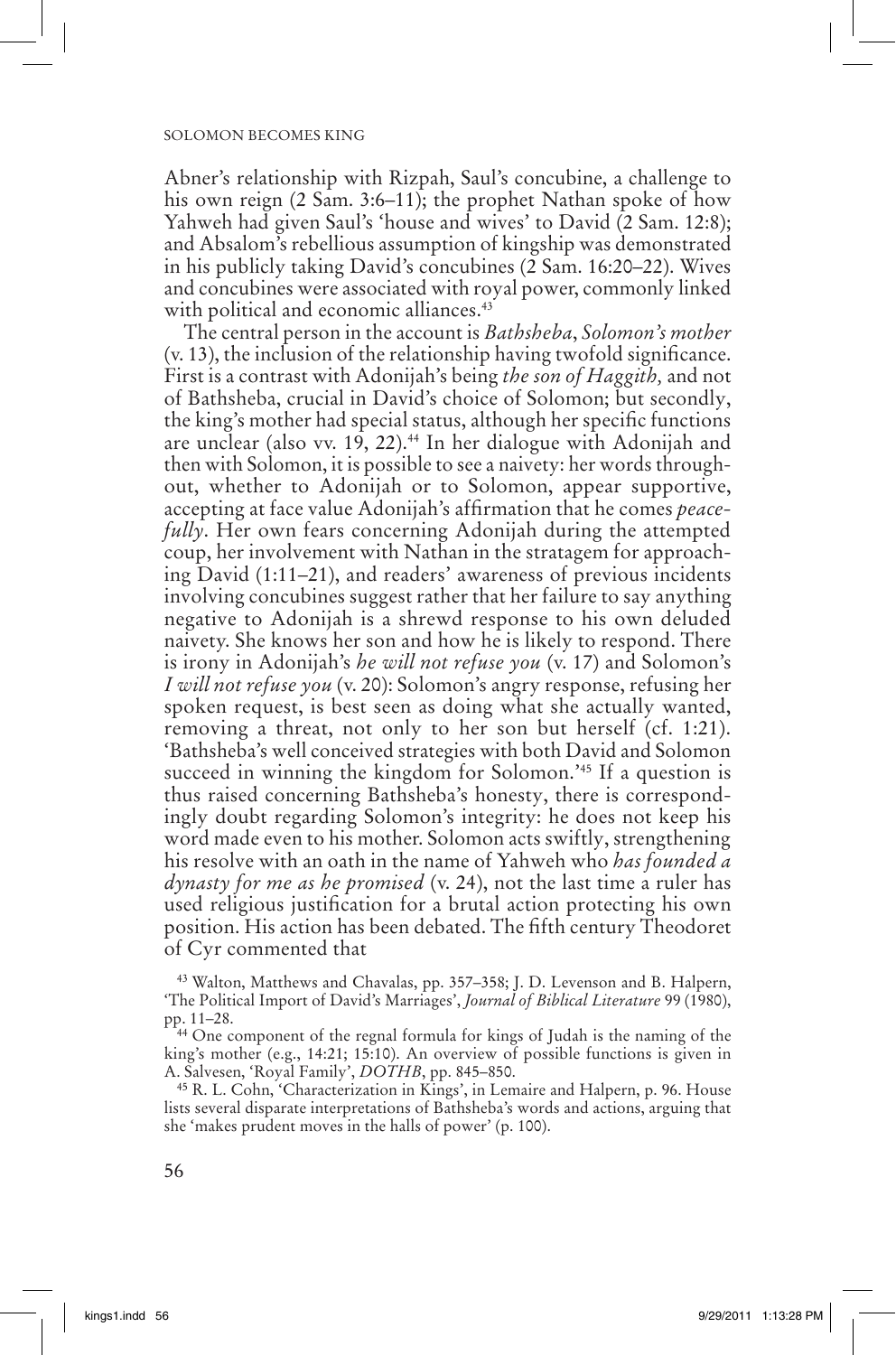Abner's relationship with Rizpah, Saul's concubine, a challenge to his own reign (2 Sam. 3:6–11); the prophet Nathan spoke of how Yahweh had given Saul's 'house and wives' to David (2 Sam. 12:8); and Absalom's rebellious assumption of kingship was demonstrated in his publicly taking David's concubines (2 Sam. 16:20–22). Wives and concubines were associated with royal power, commonly linked with political and economic alliances.[43]

The central person in the account is *Bathsheba*, *Solomon's mother* (v. 13), the inclusion of the relationship having twofold significance. First is a contrast with Adonijah's being *the son of Haggith,* and not of Bathsheba, crucial in David's choice of Solomon; but secondly, the king's mother had special status, although her specific functions are unclear (also vv. 19, 22).[44] In her dialogue with Adonijah and then with Solomon, it is possible to see a naivety: her words throughout, whether to Adonijah or to Solomon, appear supportive, accepting at face value Adonijah's affirmation that he comes *peacefully*. Her own fears concerning Adonijah during the attempted coup, her involvement with Nathan in the stratagem for approaching David (1:11–21), and readers' awareness of previous incidents involving concubines suggest rather that her failure to say anything negative to Adonijah is a shrewd response to his own deluded naivety. She knows her son and how he is likely to respond. There is irony in Adonijah's *he will not refuse you* (v. 17) and Solomon's *I will not refuse you* (v. 20): Solomon's angry response, refusing her spoken request, is best seen as doing what she actually wanted, removing a threat, not only to her son but herself (cf. 1:21). 'Bathsheba's well conceived strategies with both David and Solomon succeed in winning the kingdom for Solomon.'[45] If a question is thus raised concerning Bathsheba's honesty, there is correspondingly doubt regarding Solomon's integrity: he does not keep his word made even to his mother. Solomon acts swiftly, strengthening his resolve with an oath in the name of Yahweh who *has founded a dynasty for me as he promised* (v. 24), not the last time a ruler has used religious justification for a brutal action protecting his own position. His action has been debated. The fifth century Theodoret of Cyr commented that

[43] Walton, Matthews and Chavalas, pp. 357–358; J. D. Levenson and B. Halpern, 'The Political Import of David's Marriages', *Journal of Biblical Literature* 99 (1980), pp. 11–28.

[44] One component of the regnal formula for kings of Judah is the naming of the king's mother (e.g., 14:21; 15:10). An overview of possible functions is given in A. Salvesen, 'Royal Family', *DOTHB*, pp. 845–850.

[45] R. L. Cohn, 'Characterization in Kings', in Lemaire and Halpern, p. 96. House lists several disparate interpretations of Bathsheba's words and actions, arguing that she 'makes prudent moves in the halls of power' (p. 100).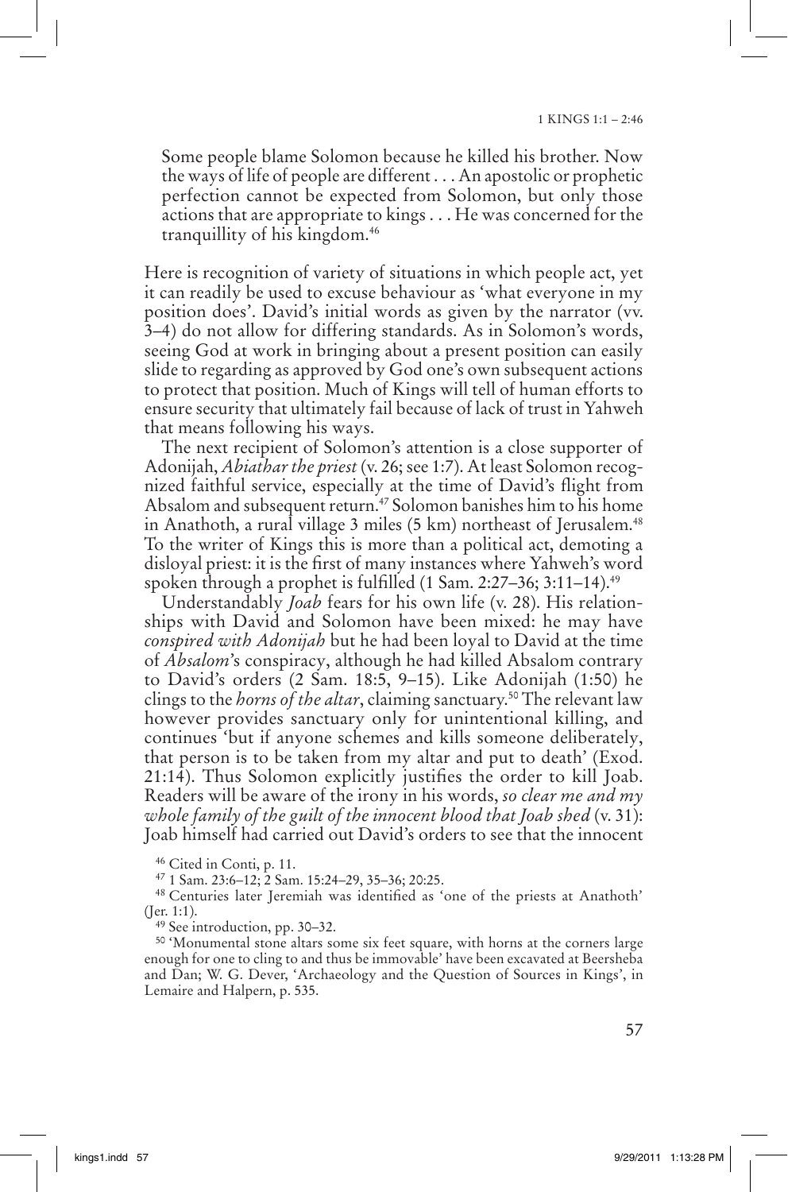> Some people blame Solomon because he killed his brother. Now the ways of life of people are different . . . An apostolic or prophetic perfection cannot be expected from Solomon, but only those actions that are appropriate to kings . . . He was concerned for the tranquillity of his kingdom.[46]

Here is recognition of variety of situations in which people act, yet it can readily be used to excuse behaviour as 'what everyone in my position does'. David's initial words as given by the narrator (vv. 3–4) do not allow for differing standards. As in Solomon's words, seeing God at work in bringing about a present position can easily slide to regarding as approved by God one's own subsequent actions to protect that position. Much of Kings will tell of human efforts to ensure security that ultimately fail because of lack of trust in Yahweh that means following his ways.

The next recipient of Solomon's attention is a close supporter of Adonijah, *Abiathar the priest* (v. 26; see 1:7). At least Solomon recognized faithful service, especially at the time of David's flight from Absalom and subsequent return.[47] Solomon banishes him to his home in Anathoth, a rural village 3 miles (5 km) northeast of Jerusalem.[48] To the writer of Kings this is more than a political act, demoting a disloyal priest: it is the first of many instances where Yahweh's word spoken through a prophet is fulfilled (1 Sam. 2:27–36; 3:11–14).[49]

Understandably *Joab* fears for his own life (v. 28). His relationships with David and Solomon have been mixed: he may have *conspired with Adonijah* but he had been loyal to David at the time of *Absalom*'s conspiracy, although he had killed Absalom contrary to David's orders (2 Sam. 18:5, 9–15). Like Adonijah (1:50) he clings to the *horns of the altar*, claiming sanctuary.[50] The relevant law however provides sanctuary only for unintentional killing, and continues 'but if anyone schemes and kills someone deliberately, that person is to be taken from my altar and put to death' (Exod. 21:14). Thus Solomon explicitly justifies the order to kill Joab. Readers will be aware of the irony in his words, *so clear me and my whole family of the guilt of the innocent blood that Joab shed* (v. 31): Joab himself had carried out David's orders to see that the innocent

---

[46] Cited in Conti, p. 11.

[47] 1 Sam. 23:6–12; 2 Sam. 15:24–29, 35–36; 20:25.

[48] Centuries later Jeremiah was identified as 'one of the priests at Anathoth' (Jer. 1:1).

[49] See introduction, pp. 30–32.

[50] 'Monumental stone altars some six feet square, with horns at the corners large enough for one to cling to and thus be immovable' have been excavated at Beersheba and Dan; W. G. Dever, 'Archaeology and the Question of Sources in Kings', in Lemaire and Halpern, p. 535.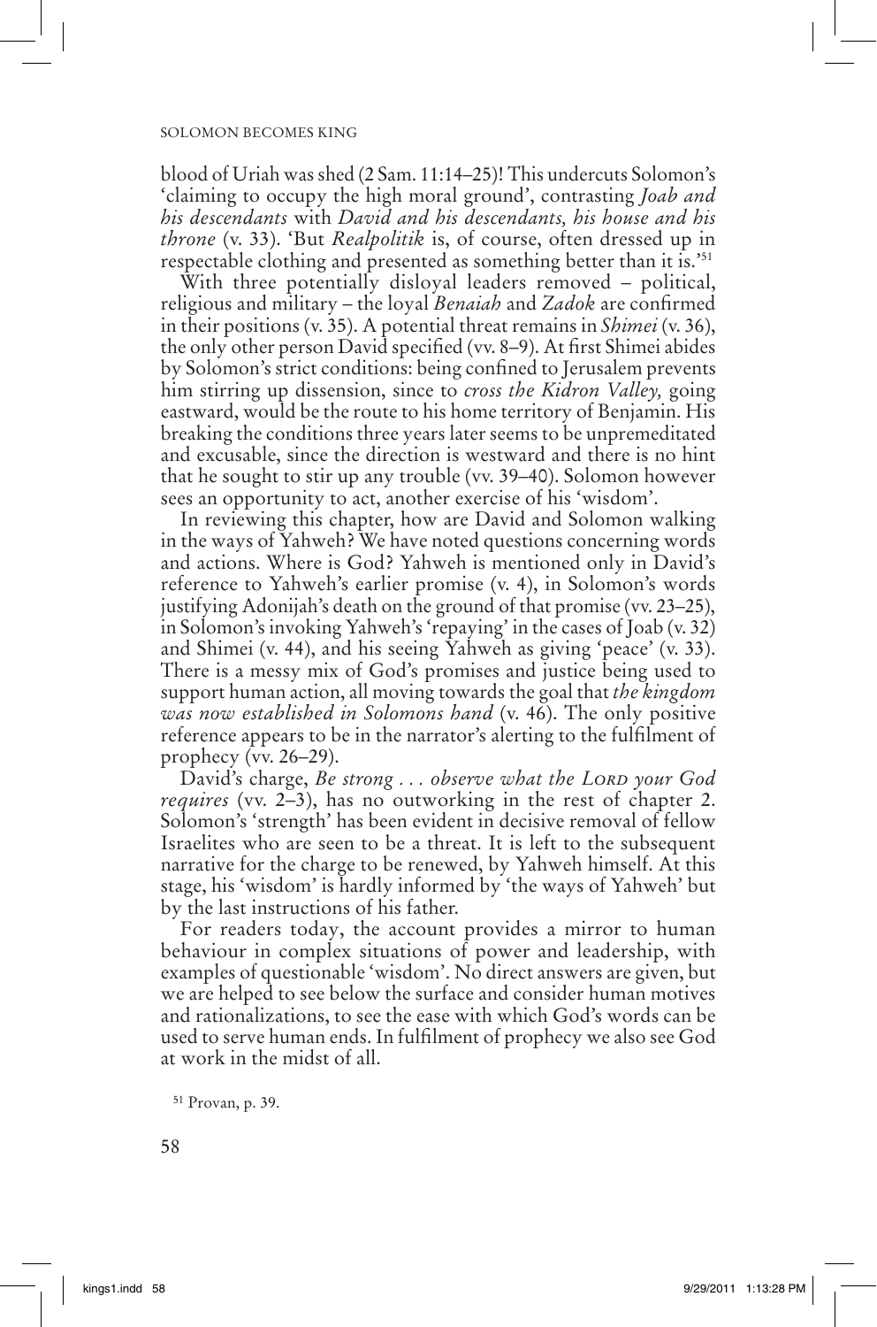blood of Uriah was shed (2 Sam. 11:14–25)! This undercuts Solomon's 'claiming to occupy the high moral ground', contrasting *Joab and his descendants* with *David and his descendants, his house and his throne* (v. 33). 'But *Realpolitik* is, of course, often dressed up in respectable clothing and presented as something better than it is.'[51]

With three potentially disloyal leaders removed – political, religious and military – the loyal *Benaiah* and *Zadok* are confirmed in their positions (v. 35). A potential threat remains in *Shimei* (v. 36), the only other person David specified (vv. 8–9). At first Shimei abides by Solomon's strict conditions: being confined to Jerusalem prevents him stirring up dissension, since to *cross the Kidron Valley*, going eastward, would be the route to his home territory of Benjamin. His breaking the conditions three years later seems to be unpremeditated and excusable, since the direction is westward and there is no hint that he sought to stir up any trouble (vv. 39–40). Solomon however sees an opportunity to act, another exercise of his 'wisdom'.

In reviewing this chapter, how are David and Solomon walking in the ways of Yahweh? We have noted questions concerning words and actions. Where is God? Yahweh is mentioned only in David's reference to Yahweh's earlier promise (v. 4), in Solomon's words justifying Adonijah's death on the ground of that promise (vv. 23–25), in Solomon's invoking Yahweh's 'repaying' in the cases of Joab (v. 32) and Shimei (v. 44), and his seeing Yahweh as giving 'peace' (v. 33). There is a messy mix of God's promises and justice being used to support human action, all moving towards the goal that *the kingdom was now established in Solomons hand* (v. 46). The only positive reference appears to be in the narrator's alerting to the fulfilment of prophecy (vv. 26–29).

David's charge, *Be strong . . . observe what the LORD your God requires* (vv. 2–3), has no outworking in the rest of chapter 2. Solomon's 'strength' has been evident in decisive removal of fellow Israelites who are seen to be a threat. It is left to the subsequent narrative for the charge to be renewed, by Yahweh himself. At this stage, his 'wisdom' is hardly informed by 'the ways of Yahweh' but by the last instructions of his father.

For readers today, the account provides a mirror to human behaviour in complex situations of power and leadership, with examples of questionable 'wisdom'. No direct answers are given, but we are helped to see below the surface and consider human motives and rationalizations, to see the ease with which God's words can be used to serve human ends. In fulfilment of prophecy we also see God at work in the midst of all.

[51] Provan, p. 39.